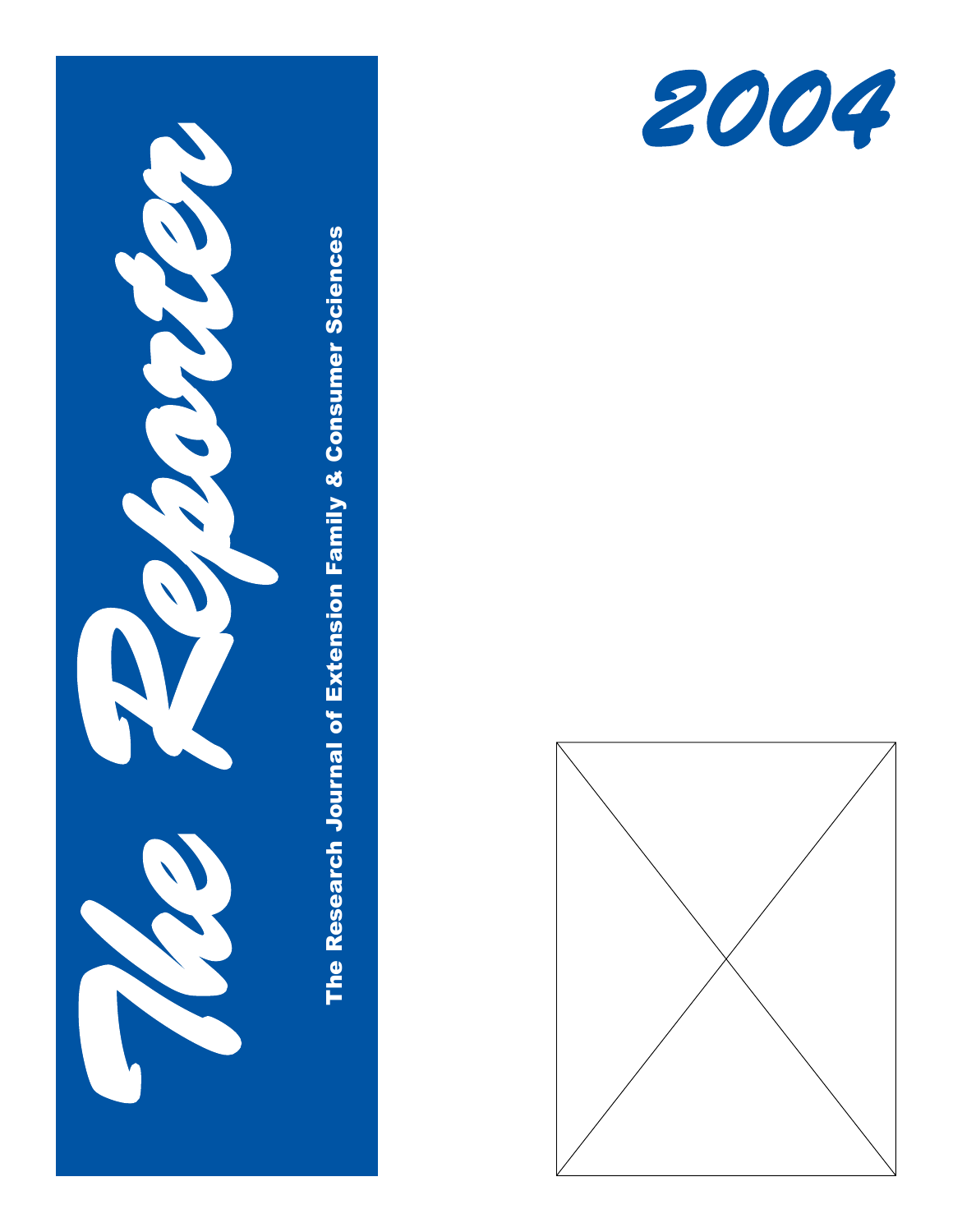# The Reporter

**The Research Journal of Extension Family & Consumer Sciences**

# 2004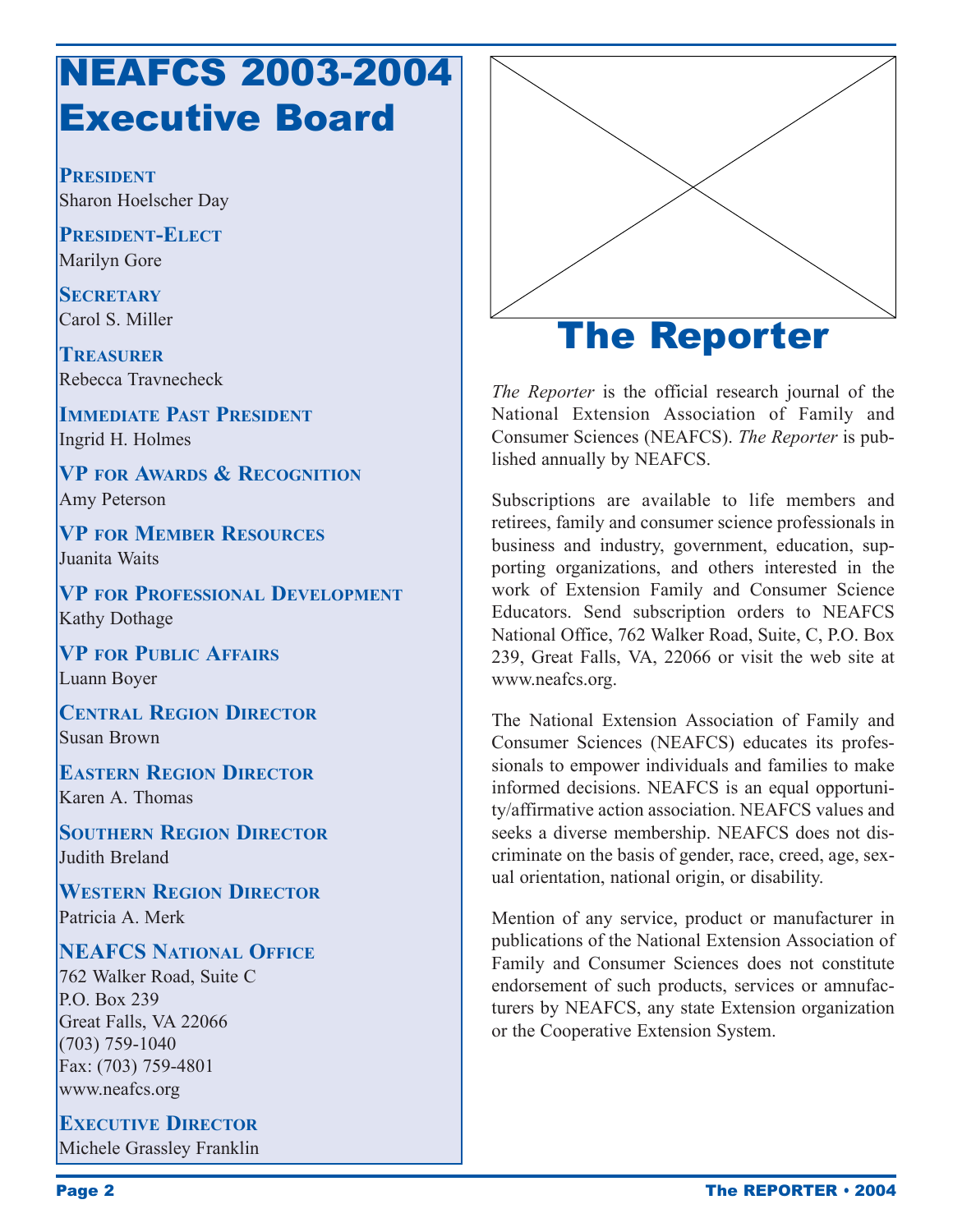# NEAFCS 2003-2004 Executive Board

**President**
Sharon Hoelscher Day

**President-Elect**
Marilyn Gore

**Secretary**
Carol S. Miller

**Treasurer**
Rebecca Travnecheck

**Immediate Past President**
Ingrid H. Holmes

**VP for Awards & Recognition**
Amy Peterson

**VP for Member Resources**
Juanita Waits

**VP for Professional Development**
Kathy Dothage

**VP for Public Affairs**
Luann Boyer

**Central Region Director**
Susan Brown

**Eastern Region Director**
Karen A. Thomas

**Southern Region Director**
Judith Breland

**Western Region Director**
Patricia A. Merk

**NEAFCS National Office**
762 Walker Road, Suite C
P.O. Box 239
Great Falls, VA 22066
(703) 759-1040
Fax: (703) 759-4801
www.neafcs.org

**Executive Director**
Michele Grassley Franklin

# The Reporter

*The Reporter* is the official research journal of the National Extension Association of Family and Consumer Sciences (NEAFCS). *The Reporter* is published annually by NEAFCS.

Subscriptions are available to life members and retirees, family and consumer science professionals in business and industry, government, education, supporting organizations, and others interested in the work of Extension Family and Consumer Science Educators. Send subscription orders to NEAFCS National Office, 762 Walker Road, Suite, C, P.O. Box 239, Great Falls, VA, 22066 or visit the web site at www.neafcs.org.

The National Extension Association of Family and Consumer Sciences (NEAFCS) educates its professionals to empower individuals and families to make informed decisions. NEAFCS is an equal opportunity/affirmative action association. NEAFCS values and seeks a diverse membership. NEAFCS does not discriminate on the basis of gender, race, creed, age, sexual orientation, national origin, or disability.

Mention of any service, product or manufacturer in publications of the National Extension Association of Family and Consumer Sciences does not constitute endorsement of such products, services or amnufacturers by NEAFCS, any state Extension organization or the Cooperative Extension System.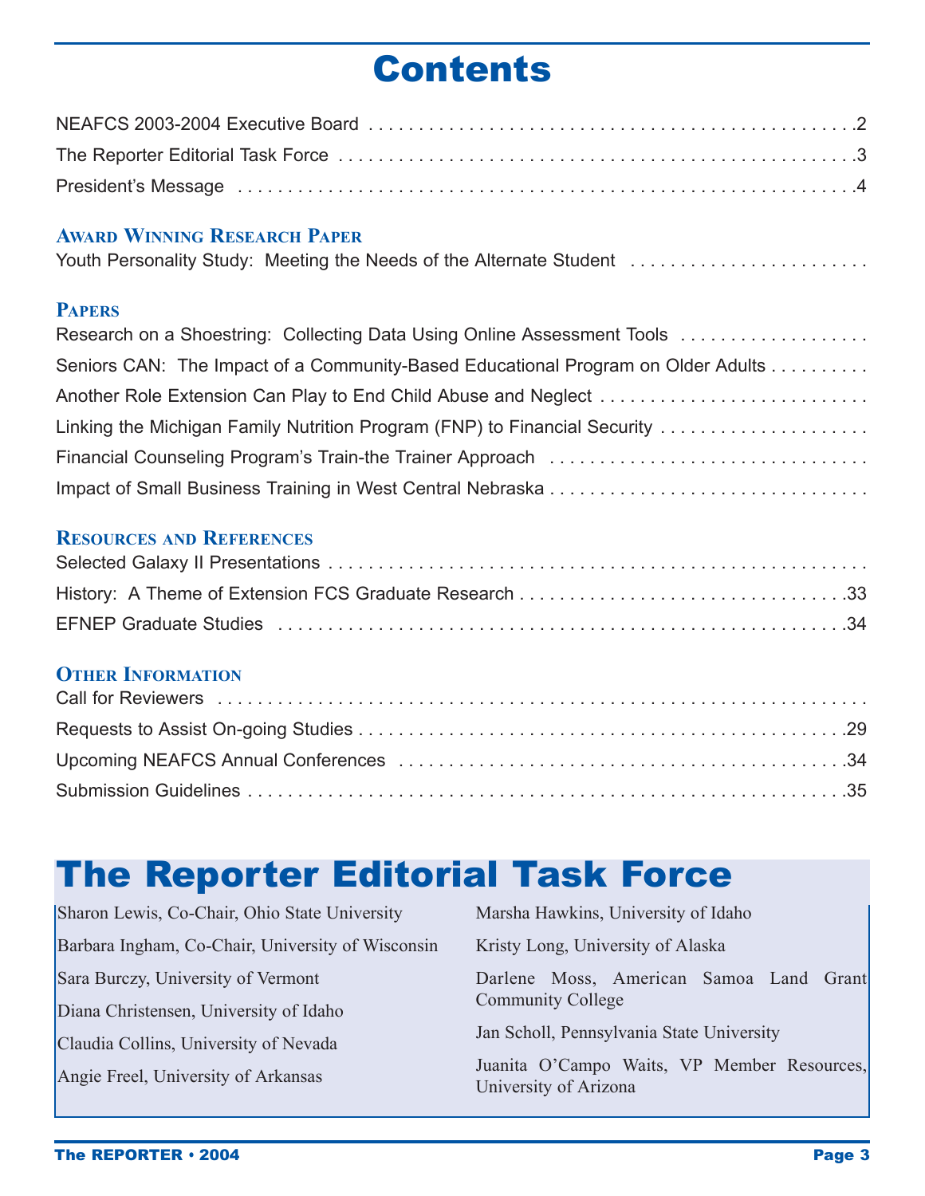# Contents

NEAFCS 2003-2004 Executive Board ....................................................2

The Reporter Editorial Task Force ......................................................3

President's Message ........................................................................4

### Award Winning Research Paper

Youth Personality Study: Meeting the Needs of the Alternate Student ........................

### Papers

Research on a Shoestring: Collecting Data Using Online Assessment Tools ...................

Seniors CAN: The Impact of a Community-Based Educational Program on Older Adults ..........

Another Role Extension Can Play to End Child Abuse and Neglect ...........................

Linking the Michigan Family Nutrition Program (FNP) to Financial Security ....................

Financial Counseling Program's Train-the Trainer Approach ................................

Impact of Small Business Training in West Central Nebraska ................................

### Resources and References

Selected Galaxy II Presentations ..........................................................

History: A Theme of Extension FCS Graduate Research ....................................33

EFNEP Graduate Studies ...............................................................34

### Other Information

Call for Reviewers .........................................................................

Requests to Assist On-going Studies .......................................................29

Upcoming NEAFCS Annual Conferences ....................................................34

Submission Guidelines ....................................................................35

# The Reporter Editorial Task Force

Sharon Lewis, Co-Chair, Ohio State University

Barbara Ingham, Co-Chair, University of Wisconsin

Sara Burczy, University of Vermont

Diana Christensen, University of Idaho

Claudia Collins, University of Nevada

Angie Freel, University of Arkansas

Marsha Hawkins, University of Idaho

Kristy Long, University of Alaska

Darlene Moss, American Samoa Land Grant Community College

Jan Scholl, Pennsylvania State University

Juanita O'Campo Waits, VP Member Resources, University of Arizona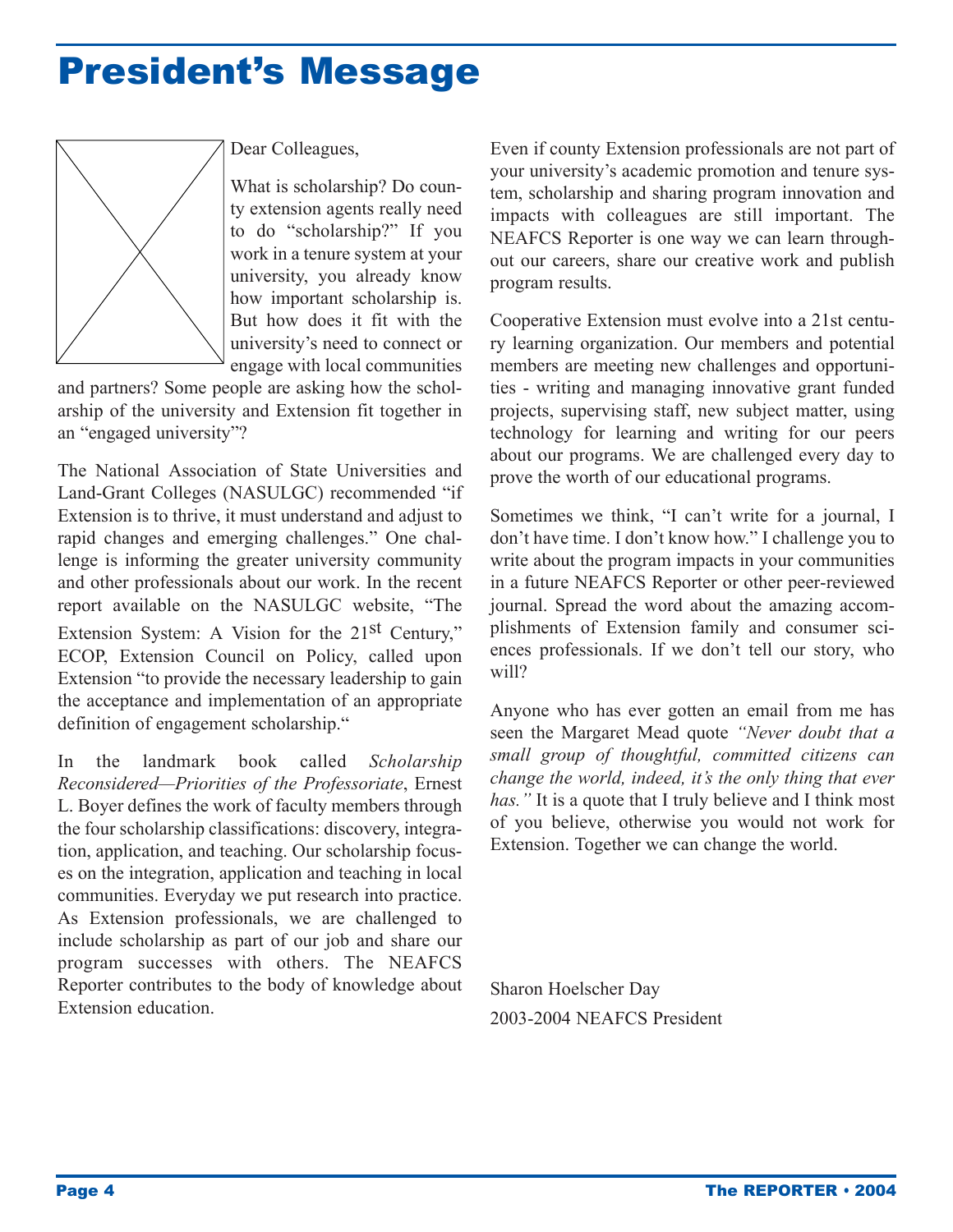# President's Message

Dear Colleagues,

What is scholarship? Do county extension agents really need to do "scholarship?" If you work in a tenure system at your university, you already know how important scholarship is. But how does it fit with the university's need to connect or engage with local communities and partners? Some people are asking how the scholarship of the university and Extension fit together in an "engaged university"?

The National Association of State Universities and Land-Grant Colleges (NASULGC) recommended "if Extension is to thrive, it must understand and adjust to rapid changes and emerging challenges." One challenge is informing the greater university community and other professionals about our work. In the recent report available on the NASULGC website, "The Extension System: A Vision for the 21st Century," ECOP, Extension Council on Policy, called upon Extension "to provide the necessary leadership to gain the acceptance and implementation of an appropriate definition of engagement scholarship."

In the landmark book called *Scholarship Reconsidered—Priorities of the Professoriate*, Ernest L. Boyer defines the work of faculty members through the four scholarship classifications: discovery, integration, application, and teaching. Our scholarship focuses on the integration, application and teaching in local communities. Everyday we put research into practice. As Extension professionals, we are challenged to include scholarship as part of our job and share our program successes with others. The NEAFCS Reporter contributes to the body of knowledge about Extension education.

Even if county Extension professionals are not part of your university's academic promotion and tenure system, scholarship and sharing program innovation and impacts with colleagues are still important. The NEAFCS Reporter is one way we can learn throughout our careers, share our creative work and publish program results.

Cooperative Extension must evolve into a 21st century learning organization. Our members and potential members are meeting new challenges and opportunities - writing and managing innovative grant funded projects, supervising staff, new subject matter, using technology for learning and writing for our peers about our programs. We are challenged every day to prove the worth of our educational programs.

Sometimes we think, "I can't write for a journal, I don't have time. I don't know how." I challenge you to write about the program impacts in your communities in a future NEAFCS Reporter or other peer-reviewed journal. Spread the word about the amazing accomplishments of Extension family and consumer sciences professionals. If we don't tell our story, who will?

Anyone who has ever gotten an email from me has seen the Margaret Mead quote *"Never doubt that a small group of thoughtful, committed citizens can change the world, indeed, it's the only thing that ever has."* It is a quote that I truly believe and I think most of you believe, otherwise you would not work for Extension. Together we can change the world.

Sharon Hoelscher Day

2003-2004 NEAFCS President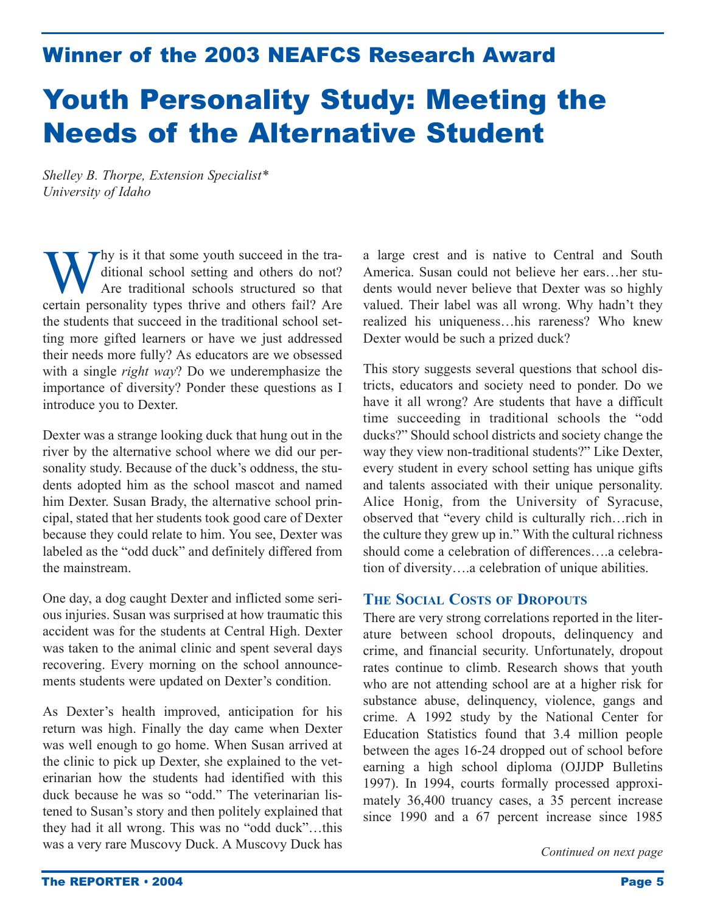## Winner of the 2003 NEAFCS Research Award

# Youth Personality Study: Meeting the Needs of the Alternative Student

*Shelley B. Thorpe, Extension Specialist\**
*University of Idaho*

Why is it that some youth succeed in the traditional school setting and others do not? Are traditional schools structured so that certain personality types thrive and others fail? Are the students that succeed in the traditional school setting more gifted learners or have we just addressed their needs more fully? As educators are we obsessed with a single *right way*? Do we underemphasize the importance of diversity? Ponder these questions as I introduce you to Dexter.

Dexter was a strange looking duck that hung out in the river by the alternative school where we did our personality study. Because of the duck's oddness, the students adopted him as the school mascot and named him Dexter. Susan Brady, the alternative school principal, stated that her students took good care of Dexter because they could relate to him. You see, Dexter was labeled as the "odd duck" and definitely differed from the mainstream.

One day, a dog caught Dexter and inflicted some serious injuries. Susan was surprised at how traumatic this accident was for the students at Central High. Dexter was taken to the animal clinic and spent several days recovering. Every morning on the school announcements students were updated on Dexter's condition.

As Dexter's health improved, anticipation for his return was high. Finally the day came when Dexter was well enough to go home. When Susan arrived at the clinic to pick up Dexter, she explained to the veterinarian how the students had identified with this duck because he was so "odd." The veterinarian listened to Susan's story and then politely explained that they had it all wrong. This was no "odd duck"…this was a very rare Muscovy Duck. A Muscovy Duck has a large crest and is native to Central and South America. Susan could not believe her ears…her students would never believe that Dexter was so highly valued. Their label was all wrong. Why hadn't they realized his uniqueness…his rareness? Who knew Dexter would be such a prized duck?

This story suggests several questions that school districts, educators and society need to ponder. Do we have it all wrong? Are students that have a difficult time succeeding in traditional schools the "odd ducks?" Should school districts and society change the way they view non-traditional students?" Like Dexter, every student in every school setting has unique gifts and talents associated with their unique personality. Alice Honig, from the University of Syracuse, observed that "every child is culturally rich…rich in the culture they grew up in." With the cultural richness should come a celebration of differences….a celebration of diversity….a celebration of unique abilities.

### The Social Costs of Dropouts

There are very strong correlations reported in the literature between school dropouts, delinquency and crime, and financial security. Unfortunately, dropout rates continue to climb. Research shows that youth who are not attending school are at a higher risk for substance abuse, delinquency, violence, gangs and crime. A 1992 study by the National Center for Education Statistics found that 3.4 million people between the ages 16-24 dropped out of school before earning a high school diploma (OJJDP Bulletins 1997). In 1994, courts formally processed approximately 36,400 truancy cases, a 35 percent increase since 1990 and a 67 percent increase since 1985

*Continued on next page*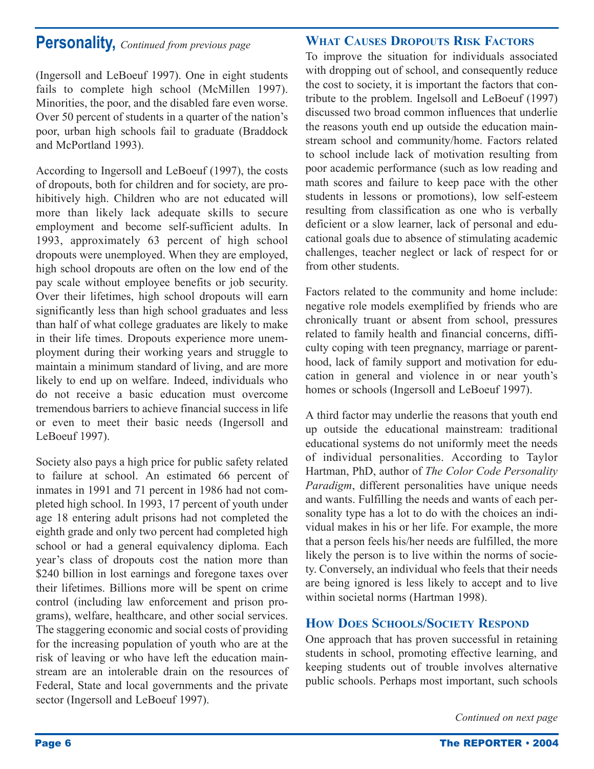## Personality, *Continued from previous page*

(Ingersoll and LeBoeuf 1997). One in eight students fails to complete high school (McMillen 1997). Minorities, the poor, and the disabled fare even worse. Over 50 percent of students in a quarter of the nation's poor, urban high schools fail to graduate (Braddock and McPortland 1993).

According to Ingersoll and LeBoeuf (1997), the costs of dropouts, both for children and for society, are prohibitively high. Children who are not educated will more than likely lack adequate skills to secure employment and become self-sufficient adults. In 1993, approximately 63 percent of high school dropouts were unemployed. When they are employed, high school dropouts are often on the low end of the pay scale without employee benefits or job security. Over their lifetimes, high school dropouts will earn significantly less than high school graduates and less than half of what college graduates are likely to make in their life times. Dropouts experience more unemployment during their working years and struggle to maintain a minimum standard of living, and are more likely to end up on welfare. Indeed, individuals who do not receive a basic education must overcome tremendous barriers to achieve financial success in life or even to meet their basic needs (Ingersoll and LeBoeuf 1997).

Society also pays a high price for public safety related to failure at school. An estimated 66 percent of inmates in 1991 and 71 percent in 1986 had not completed high school. In 1993, 17 percent of youth under age 18 entering adult prisons had not completed the eighth grade and only two percent had completed high school or had a general equivalency diploma. Each year's class of dropouts cost the nation more than $240 billion in lost earnings and foregone taxes over their lifetimes. Billions more will be spent on crime control (including law enforcement and prison programs), welfare, healthcare, and other social services. The staggering economic and social costs of providing for the increasing population of youth who are at the risk of leaving or who have left the education mainstream are an intolerable drain on the resources of Federal, State and local governments and the private sector (Ingersoll and LeBoeuf 1997).

### What Causes Dropouts Risk Factors

To improve the situation for individuals associated with dropping out of school, and consequently reduce the cost to society, it is important the factors that contribute to the problem. Ingelsoll and LeBoeuf (1997) discussed two broad common influences that underlie the reasons youth end up outside the education mainstream school and community/home. Factors related to school include lack of motivation resulting from poor academic performance (such as low reading and math scores and failure to keep pace with the other students in lessons or promotions), low self-esteem resulting from classification as one who is verbally deficient or a slow learner, lack of personal and educational goals due to absence of stimulating academic challenges, teacher neglect or lack of respect for or from other students.

Factors related to the community and home include: negative role models exemplified by friends who are chronically truant or absent from school, pressures related to family health and financial concerns, difficulty coping with teen pregnancy, marriage or parenthood, lack of family support and motivation for education in general and violence in or near youth's homes or schools (Ingersoll and LeBoeuf 1997).

A third factor may underlie the reasons that youth end up outside the educational mainstream: traditional educational systems do not uniformly meet the needs of individual personalities. According to Taylor Hartman, PhD, author of *The Color Code Personality Paradigm*, different personalities have unique needs and wants. Fulfilling the needs and wants of each personality type has a lot to do with the choices an individual makes in his or her life. For example, the more that a person feels his/her needs are fulfilled, the more likely the person is to live within the norms of society. Conversely, an individual who feels that their needs are being ignored is less likely to accept and to live within societal norms (Hartman 1998).

### How Does Schools/Society Respond

One approach that has proven successful in retaining students in school, promoting effective learning, and keeping students out of trouble involves alternative public schools. Perhaps most important, such schools

*Continued on next page*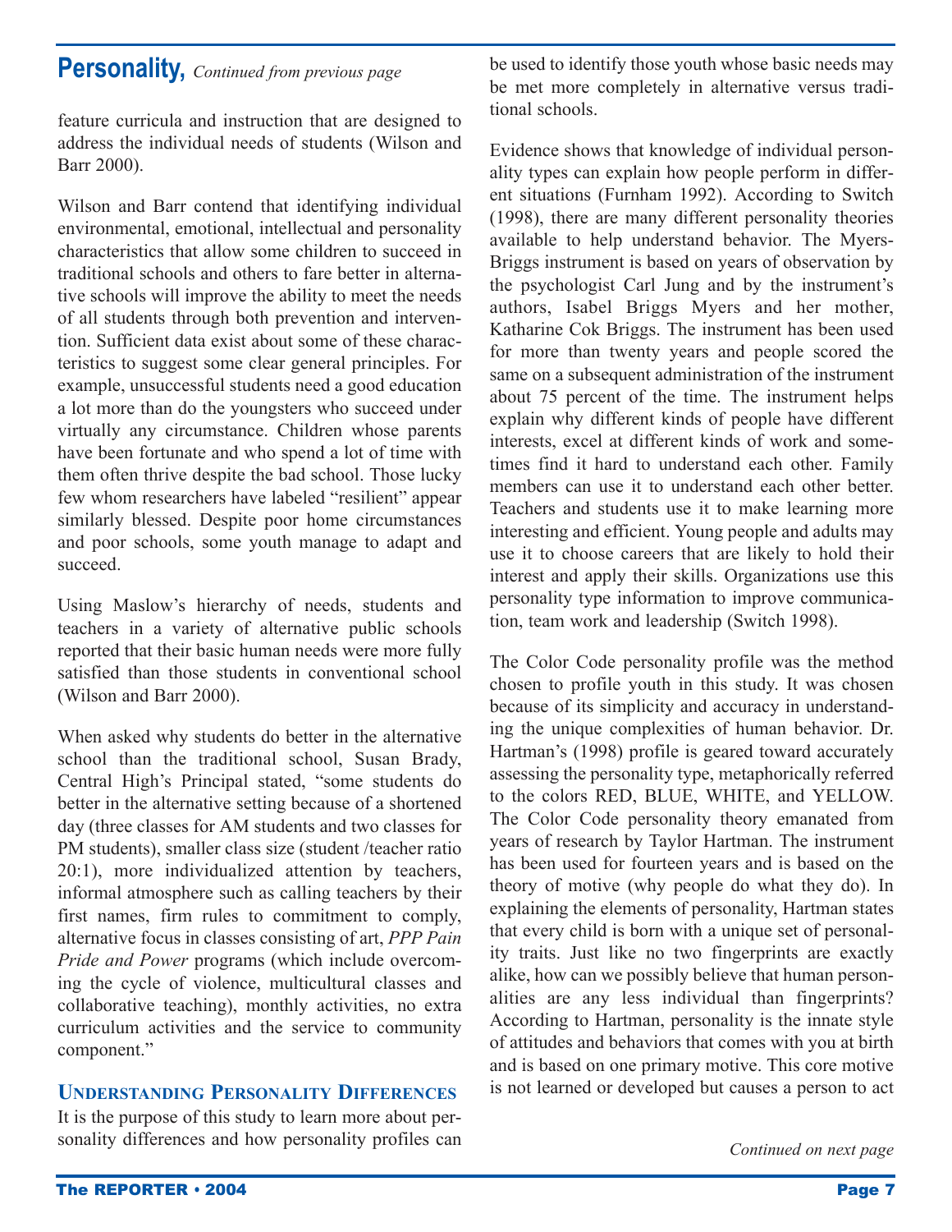## Personality, *Continued from previous page*

feature curricula and instruction that are designed to address the individual needs of students (Wilson and Barr 2000).

Wilson and Barr contend that identifying individual environmental, emotional, intellectual and personality characteristics that allow some children to succeed in traditional schools and others to fare better in alternative schools will improve the ability to meet the needs of all students through both prevention and intervention. Sufficient data exist about some of these characteristics to suggest some clear general principles. For example, unsuccessful students need a good education a lot more than do the youngsters who succeed under virtually any circumstance. Children whose parents have been fortunate and who spend a lot of time with them often thrive despite the bad school. Those lucky few whom researchers have labeled "resilient" appear similarly blessed. Despite poor home circumstances and poor schools, some youth manage to adapt and succeed.

Using Maslow's hierarchy of needs, students and teachers in a variety of alternative public schools reported that their basic human needs were more fully satisfied than those students in conventional school (Wilson and Barr 2000).

When asked why students do better in the alternative school than the traditional school, Susan Brady, Central High's Principal stated, "some students do better in the alternative setting because of a shortened day (three classes for AM students and two classes for PM students), smaller class size (student /teacher ratio 20:1), more individualized attention by teachers, informal atmosphere such as calling teachers by their first names, firm rules to commitment to comply, alternative focus in classes consisting of art, *PPP Pain Pride and Power* programs (which include overcoming the cycle of violence, multicultural classes and collaborative teaching), monthly activities, no extra curriculum activities and the service to community component."

### Understanding Personality Differences

It is the purpose of this study to learn more about personality differences and how personality profiles can be used to identify those youth whose basic needs may be met more completely in alternative versus traditional schools.

Evidence shows that knowledge of individual personality types can explain how people perform in different situations (Furnham 1992). According to Switch (1998), there are many different personality theories available to help understand behavior. The Myers-Briggs instrument is based on years of observation by the psychologist Carl Jung and by the instrument's authors, Isabel Briggs Myers and her mother, Katharine Cok Briggs. The instrument has been used for more than twenty years and people scored the same on a subsequent administration of the instrument about 75 percent of the time. The instrument helps explain why different kinds of people have different interests, excel at different kinds of work and sometimes find it hard to understand each other. Family members can use it to understand each other better. Teachers and students use it to make learning more interesting and efficient. Young people and adults may use it to choose careers that are likely to hold their interest and apply their skills. Organizations use this personality type information to improve communication, team work and leadership (Switch 1998).

The Color Code personality profile was the method chosen to profile youth in this study. It was chosen because of its simplicity and accuracy in understanding the unique complexities of human behavior. Dr. Hartman's (1998) profile is geared toward accurately assessing the personality type, metaphorically referred to the colors RED, BLUE, WHITE, and YELLOW. The Color Code personality theory emanated from years of research by Taylor Hartman. The instrument has been used for fourteen years and is based on the theory of motive (why people do what they do). In explaining the elements of personality, Hartman states that every child is born with a unique set of personality traits. Just like no two fingerprints are exactly alike, how can we possibly believe that human personalities are any less individual than fingerprints? According to Hartman, personality is the innate style of attitudes and behaviors that comes with you at birth and is based on one primary motive. This core motive is not learned or developed but causes a person to act

*Continued on next page*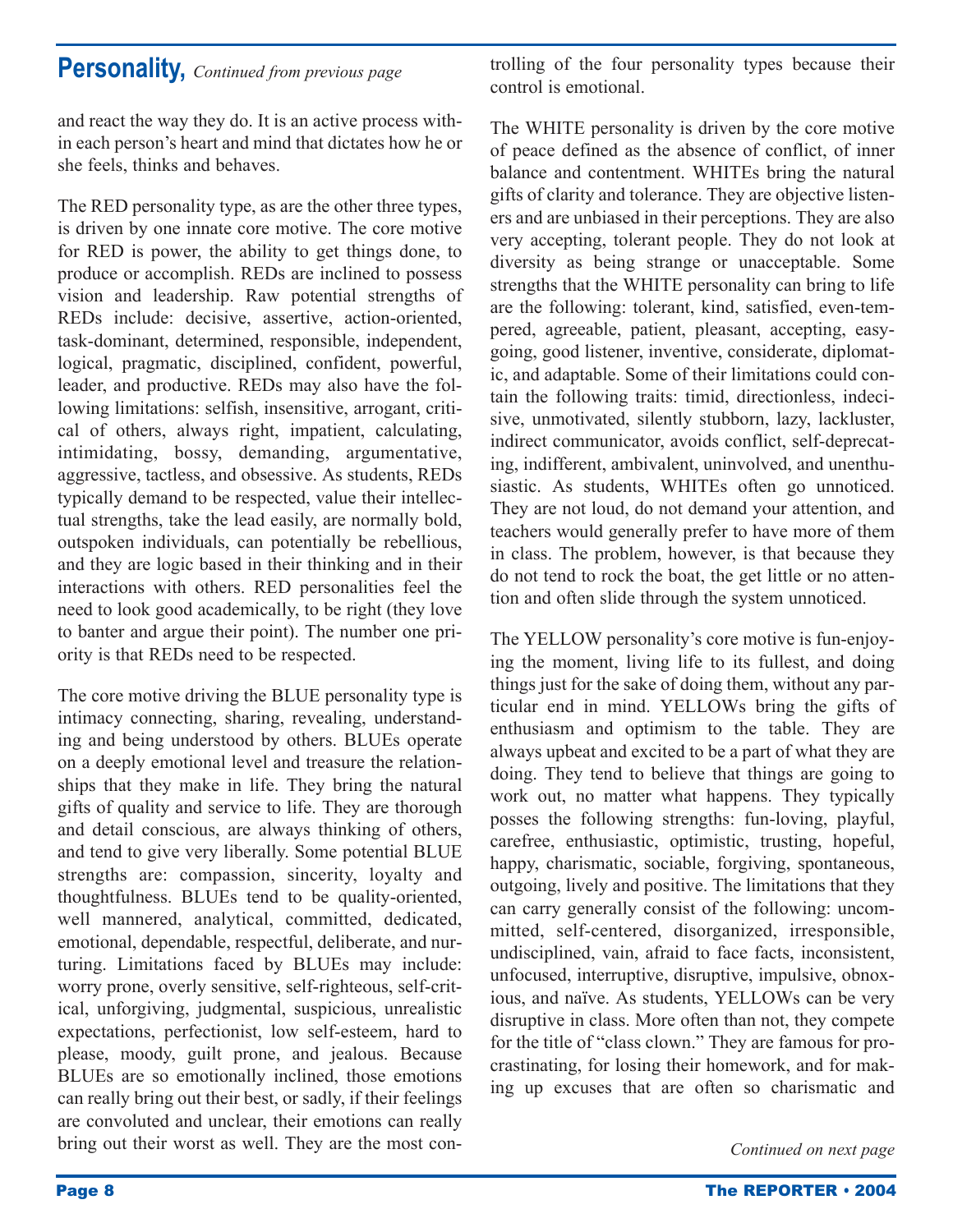## **Personality,** *Continued from previous page*

and react the way they do. It is an active process within each person's heart and mind that dictates how he or she feels, thinks and behaves.

The RED personality type, as are the other three types, is driven by one innate core motive. The core motive for RED is power, the ability to get things done, to produce or accomplish. REDs are inclined to possess vision and leadership. Raw potential strengths of REDs include: decisive, assertive, action-oriented, task-dominant, determined, responsible, independent, logical, pragmatic, disciplined, confident, powerful, leader, and productive. REDs may also have the following limitations: selfish, insensitive, arrogant, critical of others, always right, impatient, calculating, intimidating, bossy, demanding, argumentative, aggressive, tactless, and obsessive. As students, REDs typically demand to be respected, value their intellectual strengths, take the lead easily, are normally bold, outspoken individuals, can potentially be rebellious, and they are logic based in their thinking and in their interactions with others. RED personalities feel the need to look good academically, to be right (they love to banter and argue their point). The number one priority is that REDs need to be respected.

The core motive driving the BLUE personality type is intimacy connecting, sharing, revealing, understanding and being understood by others. BLUEs operate on a deeply emotional level and treasure the relationships that they make in life. They bring the natural gifts of quality and service to life. They are thorough and detail conscious, are always thinking of others, and tend to give very liberally. Some potential BLUE strengths are: compassion, sincerity, loyalty and thoughtfulness. BLUEs tend to be quality-oriented, well mannered, analytical, committed, dedicated, emotional, dependable, respectful, deliberate, and nurturing. Limitations faced by BLUEs may include: worry prone, overly sensitive, self-righteous, self-critical, unforgiving, judgmental, suspicious, unrealistic expectations, perfectionist, low self-esteem, hard to please, moody, guilt prone, and jealous. Because BLUEs are so emotionally inclined, those emotions can really bring out their best, or sadly, if their feelings are convoluted and unclear, their emotions can really bring out their worst as well. They are the most controlling of the four personality types because their control is emotional.

The WHITE personality is driven by the core motive of peace defined as the absence of conflict, of inner balance and contentment. WHITEs bring the natural gifts of clarity and tolerance. They are objective listeners and are unbiased in their perceptions. They are also very accepting, tolerant people. They do not look at diversity as being strange or unacceptable. Some strengths that the WHITE personality can bring to life are the following: tolerant, kind, satisfied, even-tempered, agreeable, patient, pleasant, accepting, easy-going, good listener, inventive, considerate, diplomatic, and adaptable. Some of their limitations could contain the following traits: timid, directionless, indecisive, unmotivated, silently stubborn, lazy, lackluster, indirect communicator, avoids conflict, self-deprecating, indifferent, ambivalent, uninvolved, and unenthusiastic. As students, WHITEs often go unnoticed. They are not loud, do not demand your attention, and teachers would generally prefer to have more of them in class. The problem, however, is that because they do not tend to rock the boat, the get little or no attention and often slide through the system unnoticed.

The YELLOW personality's core motive is fun-enjoying the moment, living life to its fullest, and doing things just for the sake of doing them, without any particular end in mind. YELLOWs bring the gifts of enthusiasm and optimism to the table. They are always upbeat and excited to be a part of what they are doing. They tend to believe that things are going to work out, no matter what happens. They typically posses the following strengths: fun-loving, playful, carefree, enthusiastic, optimistic, trusting, hopeful, happy, charismatic, sociable, forgiving, spontaneous, outgoing, lively and positive. The limitations that they can carry generally consist of the following: uncommitted, self-centered, disorganized, irresponsible, undisciplined, vain, afraid to face facts, inconsistent, unfocused, interruptive, disruptive, impulsive, obnoxious, and naïve. As students, YELLOWs can be very disruptive in class. More often than not, they compete for the title of "class clown." They are famous for procrastinating, for losing their homework, and for making up excuses that are often so charismatic and

*Continued on next page*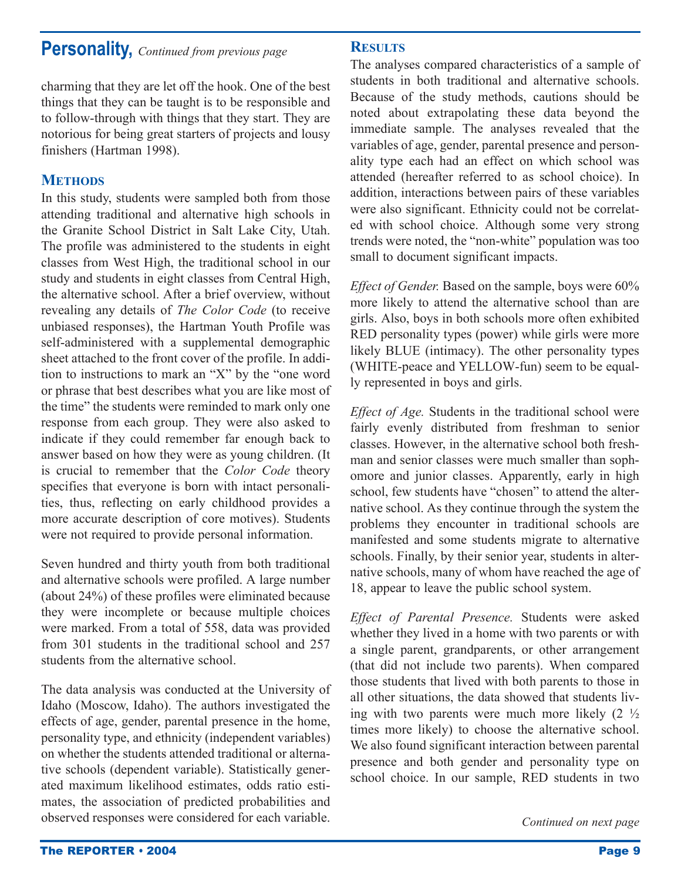## Personality, *Continued from previous page*

charming that they are let off the hook. One of the best things that they can be taught is to be responsible and to follow-through with things that they start. They are notorious for being great starters of projects and lousy finishers (Hartman 1998).

### Methods

In this study, students were sampled both from those attending traditional and alternative high schools in the Granite School District in Salt Lake City, Utah. The profile was administered to the students in eight classes from West High, the traditional school in our study and students in eight classes from Central High, the alternative school. After a brief overview, without revealing any details of *The Color Code* (to receive unbiased responses), the Hartman Youth Profile was self-administered with a supplemental demographic sheet attached to the front cover of the profile. In addition to instructions to mark an "X" by the "one word or phrase that best describes what you are like most of the time" the students were reminded to mark only one response from each group. They were also asked to indicate if they could remember far enough back to answer based on how they were as young children. (It is crucial to remember that the *Color Code* theory specifies that everyone is born with intact personalities, thus, reflecting on early childhood provides a more accurate description of core motives). Students were not required to provide personal information.

Seven hundred and thirty youth from both traditional and alternative schools were profiled. A large number (about 24%) of these profiles were eliminated because they were incomplete or because multiple choices were marked. From a total of 558, data was provided from 301 students in the traditional school and 257 students from the alternative school.

The data analysis was conducted at the University of Idaho (Moscow, Idaho). The authors investigated the effects of age, gender, parental presence in the home, personality type, and ethnicity (independent variables) on whether the students attended traditional or alternative schools (dependent variable). Statistically generated maximum likelihood estimates, odds ratio estimates, the association of predicted probabilities and observed responses were considered for each variable.

### Results

The analyses compared characteristics of a sample of students in both traditional and alternative schools. Because of the study methods, cautions should be noted about extrapolating these data beyond the immediate sample. The analyses revealed that the variables of age, gender, parental presence and personality type each had an effect on which school was attended (hereafter referred to as school choice). In addition, interactions between pairs of these variables were also significant. Ethnicity could not be correlated with school choice. Although some very strong trends were noted, the "non-white" population was too small to document significant impacts.

*Effect of Gender.* Based on the sample, boys were 60% more likely to attend the alternative school than are girls. Also, boys in both schools more often exhibited RED personality types (power) while girls were more likely BLUE (intimacy). The other personality types (WHITE-peace and YELLOW-fun) seem to be equally represented in boys and girls.

*Effect of Age.* Students in the traditional school were fairly evenly distributed from freshman to senior classes. However, in the alternative school both freshman and senior classes were much smaller than sophomore and junior classes. Apparently, early in high school, few students have "chosen" to attend the alternative school. As they continue through the system the problems they encounter in traditional schools are manifested and some students migrate to alternative schools. Finally, by their senior year, students in alternative schools, many of whom have reached the age of 18, appear to leave the public school system.

*Effect of Parental Presence.* Students were asked whether they lived in a home with two parents or with a single parent, grandparents, or other arrangement (that did not include two parents). When compared those students that lived with both parents to those in all other situations, the data showed that students living with two parents were much more likely (2 ½ times more likely) to choose the alternative school. We also found significant interaction between parental presence and both gender and personality type on school choice. In our sample, RED students in two

*Continued on next page*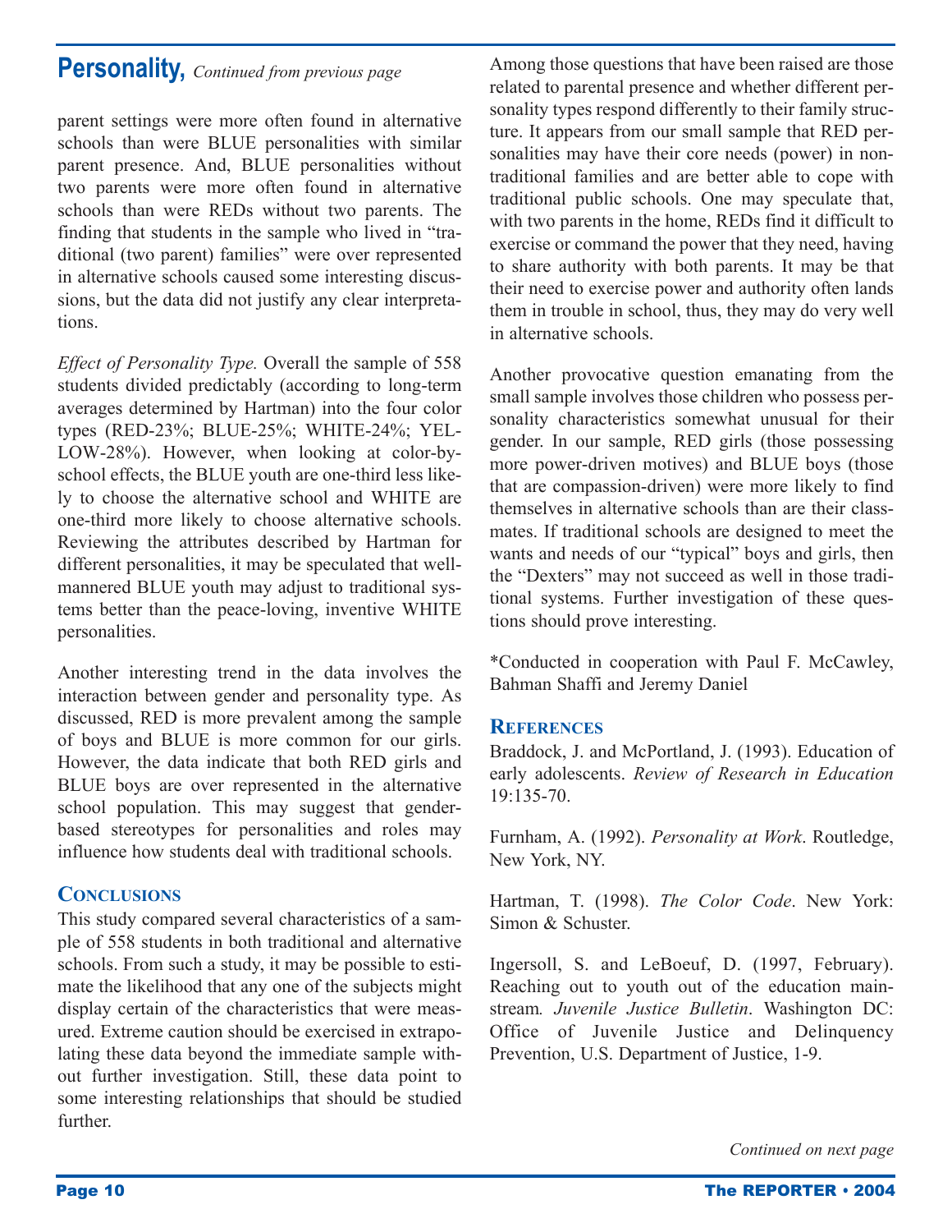## Personality, *Continued from previous page*

parent settings were more often found in alternative schools than were BLUE personalities with similar parent presence. And, BLUE personalities without two parents were more often found in alternative schools than were REDs without two parents. The finding that students in the sample who lived in "traditional (two parent) families" were over represented in alternative schools caused some interesting discussions, but the data did not justify any clear interpretations.

*Effect of Personality Type.* Overall the sample of 558 students divided predictably (according to long-term averages determined by Hartman) into the four color types (RED-23%; BLUE-25%; WHITE-24%; YELLOW-28%). However, when looking at color-by-school effects, the BLUE youth are one-third less likely to choose the alternative school and WHITE are one-third more likely to choose alternative schools. Reviewing the attributes described by Hartman for different personalities, it may be speculated that well-mannered BLUE youth may adjust to traditional systems better than the peace-loving, inventive WHITE personalities.

Another interesting trend in the data involves the interaction between gender and personality type. As discussed, RED is more prevalent among the sample of boys and BLUE is more common for our girls. However, the data indicate that both RED girls and BLUE boys are over represented in the alternative school population. This may suggest that gender-based stereotypes for personalities and roles may influence how students deal with traditional schools.

### Conclusions

This study compared several characteristics of a sample of 558 students in both traditional and alternative schools. From such a study, it may be possible to estimate the likelihood that any one of the subjects might display certain of the characteristics that were measured. Extreme caution should be exercised in extrapolating these data beyond the immediate sample without further investigation. Still, these data point to some interesting relationships that should be studied further.

Among those questions that have been raised are those related to parental presence and whether different personality types respond differently to their family structure. It appears from our small sample that RED personalities may have their core needs (power) in non-traditional families and are better able to cope with traditional public schools. One may speculate that, with two parents in the home, REDs find it difficult to exercise or command the power that they need, having to share authority with both parents. It may be that their need to exercise power and authority often lands them in trouble in school, thus, they may do very well in alternative schools.

Another provocative question emanating from the small sample involves those children who possess personality characteristics somewhat unusual for their gender. In our sample, RED girls (those possessing more power-driven motives) and BLUE boys (those that are compassion-driven) were more likely to find themselves in alternative schools than are their classmates. If traditional schools are designed to meet the wants and needs of our "typical" boys and girls, then the "Dexters" may not succeed as well in those traditional systems. Further investigation of these questions should prove interesting.

*Conducted in cooperation with Paul F. McCawley, Bahman Shaffi and Jeremy Daniel

### References

Braddock, J. and McPortland, J. (1993). Education of early adolescents. *Review of Research in Education* 19:135-70.

Furnham, A. (1992). *Personality at Work*. Routledge, New York, NY.

Hartman, T. (1998). *The Color Code*. New York: Simon & Schuster.

Ingersoll, S. and LeBoeuf, D. (1997, February). Reaching out to youth out of the education mainstream. *Juvenile Justice Bulletin*. Washington DC: Office of Juvenile Justice and Delinquency Prevention, U.S. Department of Justice, 1-9.

*Continued on next page*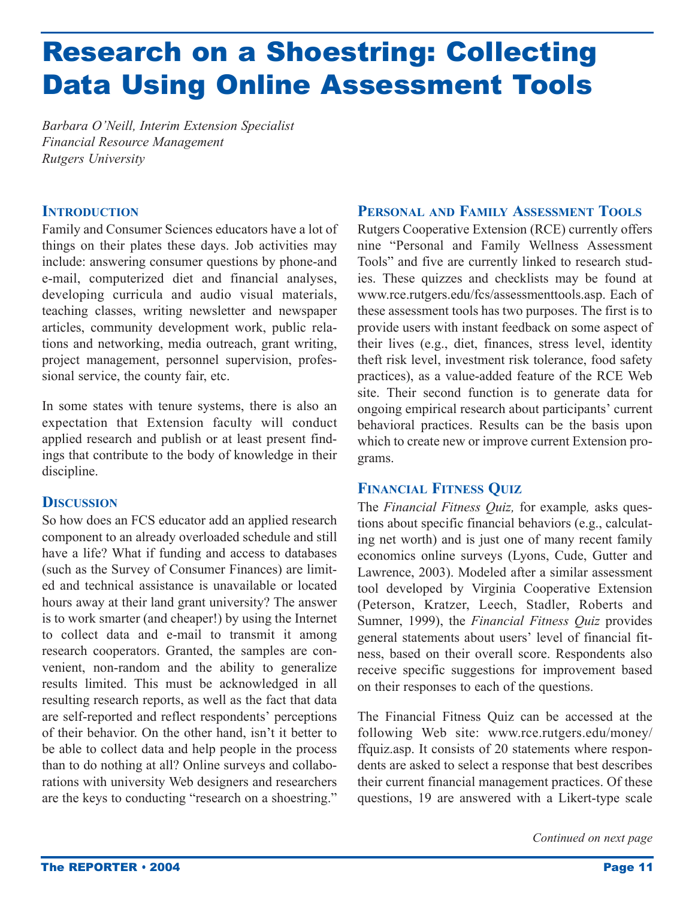# Research on a Shoestring: Collecting Data Using Online Assessment Tools

*Barbara O'Neill, Interim Extension Specialist*
*Financial Resource Management*
*Rutgers University*

## Introduction

Family and Consumer Sciences educators have a lot of things on their plates these days. Job activities may include: answering consumer questions by phone-and e-mail, computerized diet and financial analyses, developing curricula and audio visual materials, teaching classes, writing newsletter and newspaper articles, community development work, public relations and networking, media outreach, grant writing, project management, personnel supervision, professional service, the county fair, etc.

In some states with tenure systems, there is also an expectation that Extension faculty will conduct applied research and publish or at least present findings that contribute to the body of knowledge in their discipline.

## Discussion

So how does an FCS educator add an applied research component to an already overloaded schedule and still have a life? What if funding and access to databases (such as the Survey of Consumer Finances) are limited and technical assistance is unavailable or located hours away at their land grant university? The answer is to work smarter (and cheaper!) by using the Internet to collect data and e-mail to transmit it among research cooperators. Granted, the samples are convenient, non-random and the ability to generalize results limited. This must be acknowledged in all resulting research reports, as well as the fact that data are self-reported and reflect respondents' perceptions of their behavior. On the other hand, isn't it better to be able to collect data and help people in the process than to do nothing at all? Online surveys and collaborations with university Web designers and researchers are the keys to conducting "research on a shoestring."

## Personal and Family Assessment Tools

Rutgers Cooperative Extension (RCE) currently offers nine "Personal and Family Wellness Assessment Tools" and five are currently linked to research studies. These quizzes and checklists may be found at www.rce.rutgers.edu/fcs/assessmenttools.asp. Each of these assessment tools has two purposes. The first is to provide users with instant feedback on some aspect of their lives (e.g., diet, finances, stress level, identity theft risk level, investment risk tolerance, food safety practices), as a value-added feature of the RCE Web site. Their second function is to generate data for ongoing empirical research about participants' current behavioral practices. Results can be the basis upon which to create new or improve current Extension programs.

## Financial Fitness Quiz

The *Financial Fitness Quiz,* for example*,* asks questions about specific financial behaviors (e.g., calculating net worth) and is just one of many recent family economics online surveys (Lyons, Cude, Gutter and Lawrence, 2003). Modeled after a similar assessment tool developed by Virginia Cooperative Extension (Peterson, Kratzer, Leech, Stadler, Roberts and Sumner, 1999), the *Financial Fitness Quiz* provides general statements about users' level of financial fitness, based on their overall score. Respondents also receive specific suggestions for improvement based on their responses to each of the questions.

The Financial Fitness Quiz can be accessed at the following Web site: www.rce.rutgers.edu/money/ffquiz.asp. It consists of 20 statements where respondents are asked to select a response that best describes their current financial management practices. Of these questions, 19 are answered with a Likert-type scale

*Continued on next page*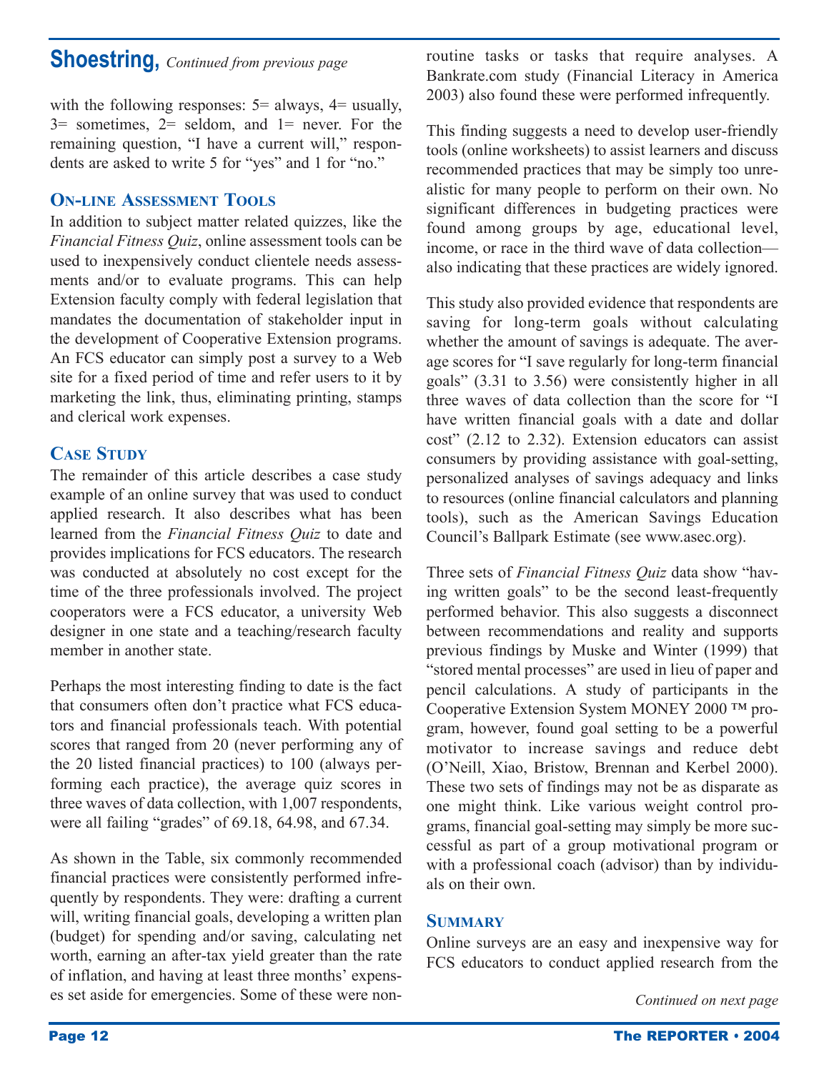## Shoestring, *Continued from previous page*

with the following responses: 5= always, 4= usually, 3= sometimes, 2= seldom, and 1= never. For the remaining question, "I have a current will," respondents are asked to write 5 for "yes" and 1 for "no."

### On-line Assessment Tools

In addition to subject matter related quizzes, like the *Financial Fitness Quiz*, online assessment tools can be used to inexpensively conduct clientele needs assessments and/or to evaluate programs. This can help Extension faculty comply with federal legislation that mandates the documentation of stakeholder input in the development of Cooperative Extension programs. An FCS educator can simply post a survey to a Web site for a fixed period of time and refer users to it by marketing the link, thus, eliminating printing, stamps and clerical work expenses.

### Case Study

The remainder of this article describes a case study example of an online survey that was used to conduct applied research. It also describes what has been learned from the *Financial Fitness Quiz* to date and provides implications for FCS educators. The research was conducted at absolutely no cost except for the time of the three professionals involved. The project cooperators were a FCS educator, a university Web designer in one state and a teaching/research faculty member in another state.

Perhaps the most interesting finding to date is the fact that consumers often don't practice what FCS educators and financial professionals teach. With potential scores that ranged from 20 (never performing any of the 20 listed financial practices) to 100 (always performing each practice), the average quiz scores in three waves of data collection, with 1,007 respondents, were all failing "grades" of 69.18, 64.98, and 67.34.

As shown in the Table, six commonly recommended financial practices were consistently performed infrequently by respondents. They were: drafting a current will, writing financial goals, developing a written plan (budget) for spending and/or saving, calculating net worth, earning an after-tax yield greater than the rate of inflation, and having at least three months' expenses set aside for emergencies. Some of these were non-routine tasks or tasks that require analyses. A Bankrate.com study (Financial Literacy in America 2003) also found these were performed infrequently.

This finding suggests a need to develop user-friendly tools (online worksheets) to assist learners and discuss recommended practices that may be simply too unrealistic for many people to perform on their own. No significant differences in budgeting practices were found among groups by age, educational level, income, or race in the third wave of data collection—also indicating that these practices are widely ignored.

This study also provided evidence that respondents are saving for long-term goals without calculating whether the amount of savings is adequate. The average scores for "I save regularly for long-term financial goals" (3.31 to 3.56) were consistently higher in all three waves of data collection than the score for "I have written financial goals with a date and dollar cost" (2.12 to 2.32). Extension educators can assist consumers by providing assistance with goal-setting, personalized analyses of savings adequacy and links to resources (online financial calculators and planning tools), such as the American Savings Education Council's Ballpark Estimate (see www.asec.org).

Three sets of *Financial Fitness Quiz* data show "having written goals" to be the second least-frequently performed behavior. This also suggests a disconnect between recommendations and reality and supports previous findings by Muske and Winter (1999) that "stored mental processes" are used in lieu of paper and pencil calculations. A study of participants in the Cooperative Extension System MONEY 2000 ™ program, however, found goal setting to be a powerful motivator to increase savings and reduce debt (O'Neill, Xiao, Bristow, Brennan and Kerbel 2000). These two sets of findings may not be as disparate as one might think. Like various weight control programs, financial goal-setting may simply be more successful as part of a group motivational program or with a professional coach (advisor) than by individuals on their own.

### Summary

Online surveys are an easy and inexpensive way for FCS educators to conduct applied research from the

*Continued on next page*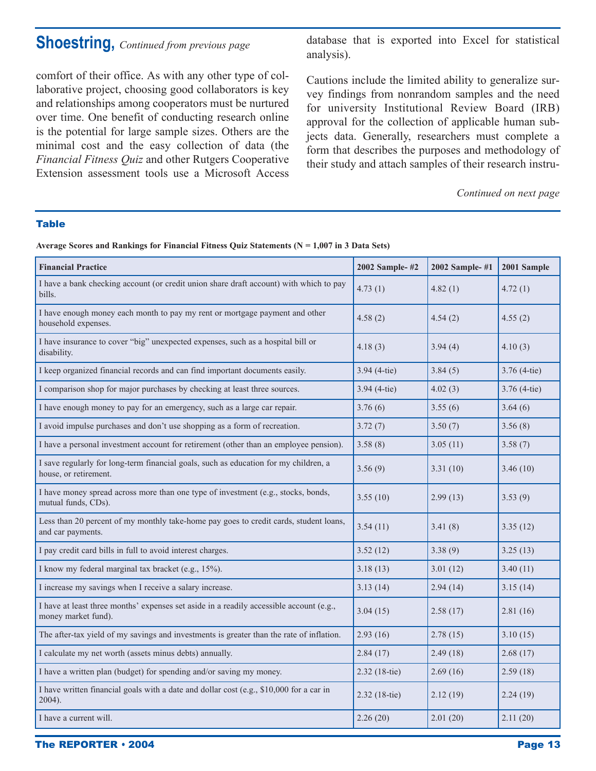## Shoestring, *Continued from previous page*

comfort of their office. As with any other type of collaborative project, choosing good collaborators is key and relationships among cooperators must be nurtured over time. One benefit of conducting research online is the potential for large sample sizes. Others are the minimal cost and the easy collection of data (the *Financial Fitness Quiz* and other Rutgers Cooperative Extension assessment tools use a Microsoft Access database that is exported into Excel for statistical analysis).

Cautions include the limited ability to generalize survey findings from nonrandom samples and the need for university Institutional Review Board (IRB) approval for the collection of applicable human subjects data. Generally, researchers must complete a form that describes the purposes and methodology of their study and attach samples of their research instru-

*Continued on next page*

### Table

**Average Scores and Rankings for Financial Fitness Quiz Statements (N = 1,007 in 3 Data Sets)**

| Financial Practice | 2002 Sample- #2 | 2002 Sample- #1 | 2001 Sample |
|---|---|---|---|
| I have a bank checking account (or credit union share draft account) with which to pay bills. | 4.73 (1) | 4.82 (1) | 4.72 (1) |
| I have enough money each month to pay my rent or mortgage payment and other household expenses. | 4.58 (2) | 4.54 (2) | 4.55 (2) |
| I have insurance to cover "big" unexpected expenses, such as a hospital bill or disability. | 4.18 (3) | 3.94 (4) | 4.10 (3) |
| I keep organized financial records and can find important documents easily. | 3.94 (4-tie) | 3.84 (5) | 3.76 (4-tie) |
| I comparison shop for major purchases by checking at least three sources. | 3.94 (4-tie) | 4.02 (3) | 3.76 (4-tie) |
| I have enough money to pay for an emergency, such as a large car repair. | 3.76 (6) | 3.55 (6) | 3.64 (6) |
| I avoid impulse purchases and don't use shopping as a form of recreation. | 3.72 (7) | 3.50 (7) | 3.56 (8) |
| I have a personal investment account for retirement (other than an employee pension). | 3.58 (8) | 3.05 (11) | 3.58 (7) |
| I save regularly for long-term financial goals, such as education for my children, a house, or retirement. | 3.56 (9) | 3.31 (10) | 3.46 (10) |
| I have money spread across more than one type of investment (e.g., stocks, bonds, mutual funds, CDs). | 3.55 (10) | 2.99 (13) | 3.53 (9) |
| Less than 20 percent of my monthly take-home pay goes to credit cards, student loans, and car payments. | 3.54 (11) | 3.41 (8) | 3.35 (12) |
| I pay credit card bills in full to avoid interest charges. | 3.52 (12) | 3.38 (9) | 3.25 (13) |
| I know my federal marginal tax bracket (e.g., 15%). | 3.18 (13) | 3.01 (12) | 3.40 (11) |
| I increase my savings when I receive a salary increase. | 3.13 (14) | 2.94 (14) | 3.15 (14) |
| I have at least three months' expenses set aside in a readily accessible account (e.g., money market fund). | 3.04 (15) | 2.58 (17) | 2.81 (16) |
| The after-tax yield of my savings and investments is greater than the rate of inflation. | 2.93 (16) | 2.78 (15) | 3.10 (15) |
| I calculate my net worth (assets minus debts) annually. | 2.84 (17) | 2.49 (18) | 2.68 (17) |
| I have a written plan (budget) for spending and/or saving my money. | 2.32 (18-tie) | 2.69 (16) | 2.59 (18) |
| I have written financial goals with a date and dollar cost (e.g., $10,000 for a car in 2004). | 2.32 (18-tie) | 2.12 (19) | 2.24 (19) |
| I have a current will. | 2.26 (20) | 2.01 (20) | 2.11 (20) |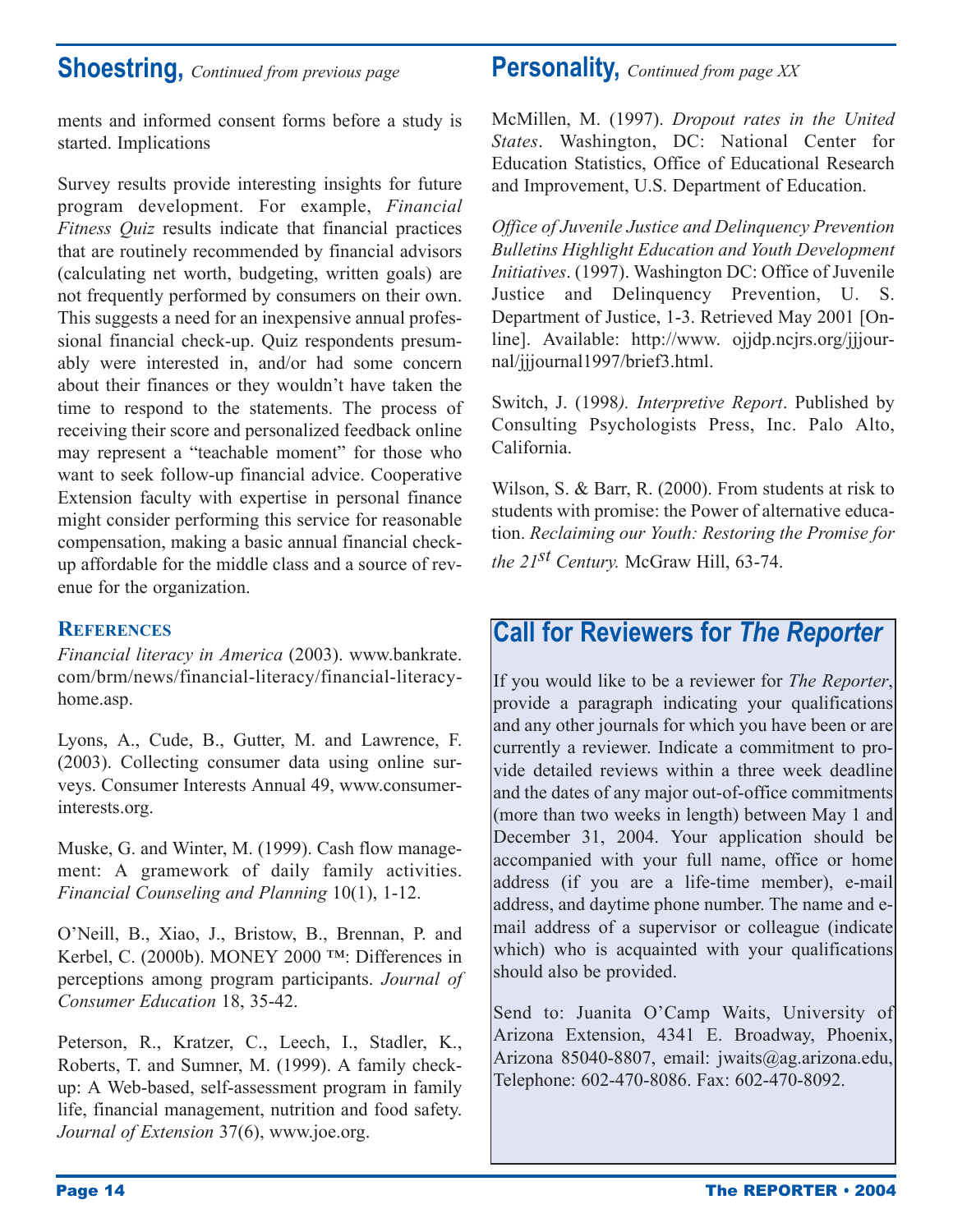## Shoestring, *Continued from previous page*

ments and informed consent forms before a study is started. Implications

Survey results provide interesting insights for future program development. For example, *Financial Fitness Quiz* results indicate that financial practices that are routinely recommended by financial advisors (calculating net worth, budgeting, written goals) are not frequently performed by consumers on their own. This suggests a need for an inexpensive annual professional financial check-up. Quiz respondents presumably were interested in, and/or had some concern about their finances or they wouldn't have taken the time to respond to the statements. The process of receiving their score and personalized feedback online may represent a "teachable moment" for those who want to seek follow-up financial advice. Cooperative Extension faculty with expertise in personal finance might consider performing this service for reasonable compensation, making a basic annual financial check-up affordable for the middle class and a source of revenue for the organization.

### References

*Financial literacy in America* (2003). www.bankrate.com/brm/news/financial-literacy/financial-literacy-home.asp.

Lyons, A., Cude, B., Gutter, M. and Lawrence, F. (2003). Collecting consumer data using online surveys. Consumer Interests Annual 49, www.consumerinterests.org.

Muske, G. and Winter, M. (1999). Cash flow management: A gramework of daily family activities. *Financial Counseling and Planning* 10(1), 1-12.

O'Neill, B., Xiao, J., Bristow, B., Brennan, P. and Kerbel, C. (2000b). MONEY 2000 ™: Differences in perceptions among program participants. *Journal of Consumer Education* 18, 35-42.

Peterson, R., Kratzer, C., Leech, I., Stadler, K., Roberts, T. and Sumner, M. (1999). A family checkup: A Web-based, self-assessment program in family life, financial management, nutrition and food safety. *Journal of Extension* 37(6), www.joe.org.

## Personality, *Continued from page XX*

McMillen, M. (1997). *Dropout rates in the United States*. Washington, DC: National Center for Education Statistics, Office of Educational Research and Improvement, U.S. Department of Education.

*Office of Juvenile Justice and Delinquency Prevention Bulletins Highlight Education and Youth Development Initiatives*. (1997). Washington DC: Office of Juvenile Justice and Delinquency Prevention, U. S. Department of Justice, 1-3. Retrieved May 2001 [Online]. Available: http://www. ojjdp.ncjrs.org/jjjournal/jjjournal1997/brief3.html.

Switch, J. (1998). *Interpretive Report*. Published by Consulting Psychologists Press, Inc. Palo Alto, California.

Wilson, S. & Barr, R. (2000). From students at risk to students with promise: the Power of alternative education. *Reclaiming our Youth: Restoring the Promise for the 21st Century.* McGraw Hill, 63-74.

## Call for Reviewers for *The Reporter*

If you would like to be a reviewer for *The Reporter*, provide a paragraph indicating your qualifications and any other journals for which you have been or are currently a reviewer. Indicate a commitment to provide detailed reviews within a three week deadline and the dates of any major out-of-office commitments (more than two weeks in length) between May 1 and December 31, 2004. Your application should be accompanied with your full name, office or home address (if you are a life-time member), e-mail address, and daytime phone number. The name and e-mail address of a supervisor or colleague (indicate which) who is acquainted with your qualifications should also be provided.

Send to: Juanita O'Camp Waits, University of Arizona Extension, 4341 E. Broadway, Phoenix, Arizona 85040-8807, email: jwaits@ag.arizona.edu, Telephone: 602-470-8086. Fax: 602-470-8092.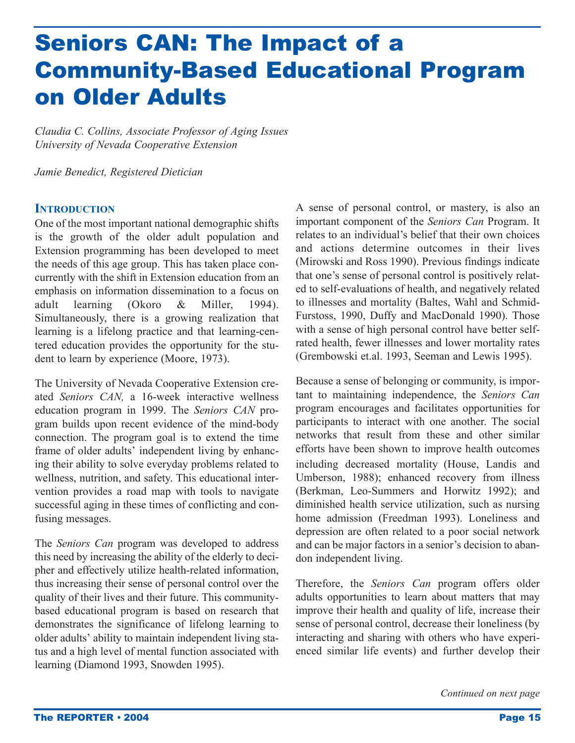# Seniors CAN: The Impact of a Community-Based Educational Program on Older Adults

*Claudia C. Collins, Associate Professor of Aging Issues*
*University of Nevada Cooperative Extension*

*Jamie Benedict, Registered Dietician*

## Introduction

One of the most important national demographic shifts is the growth of the older adult population and Extension programming has been developed to meet the needs of this age group. This has taken place concurrently with the shift in Extension education from an emphasis on information dissemination to a focus on adult learning (Okoro & Miller, 1994). Simultaneously, there is a growing realization that learning is a lifelong practice and that learning-centered education provides the opportunity for the student to learn by experience (Moore, 1973).

The University of Nevada Cooperative Extension created *Seniors CAN,* a 16-week interactive wellness education program in 1999. The *Seniors CAN* program builds upon recent evidence of the mind-body connection. The program goal is to extend the time frame of older adults' independent living by enhancing their ability to solve everyday problems related to wellness, nutrition, and safety. This educational intervention provides a road map with tools to navigate successful aging in these times of conflicting and confusing messages.

The *Seniors Can* program was developed to address this need by increasing the ability of the elderly to decipher and effectively utilize health-related information, thus increasing their sense of personal control over the quality of their lives and their future. This community-based educational program is based on research that demonstrates the significance of lifelong learning to older adults' ability to maintain independent living status and a high level of mental function associated with learning (Diamond 1993, Snowden 1995).

A sense of personal control, or mastery, is also an important component of the *Seniors Can* Program. It relates to an individual's belief that their own choices and actions determine outcomes in their lives (Mirowski and Ross 1990). Previous findings indicate that one's sense of personal control is positively related to self-evaluations of health, and negatively related to illnesses and mortality (Baltes, Wahl and Schmid-Furstoss, 1990, Duffy and MacDonald 1990). Those with a sense of high personal control have better self-rated health, fewer illnesses and lower mortality rates (Grembowski et.al. 1993, Seeman and Lewis 1995).

Because a sense of belonging or community, is important to maintaining independence, the *Seniors Can* program encourages and facilitates opportunities for participants to interact with one another. The social networks that result from these and other similar efforts have been shown to improve health outcomes including decreased mortality (House, Landis and Umberson, 1988); enhanced recovery from illness (Berkman, Leo-Summers and Horwitz 1992); and diminished health service utilization, such as nursing home admission (Freedman 1993). Loneliness and depression are often related to a poor social network and can be major factors in a senior's decision to abandon independent living.

Therefore, the *Seniors Can* program offers older adults opportunities to learn about matters that may improve their health and quality of life, increase their sense of personal control, decrease their loneliness (by interacting and sharing with others who have experienced similar life events) and further develop their

*Continued on next page*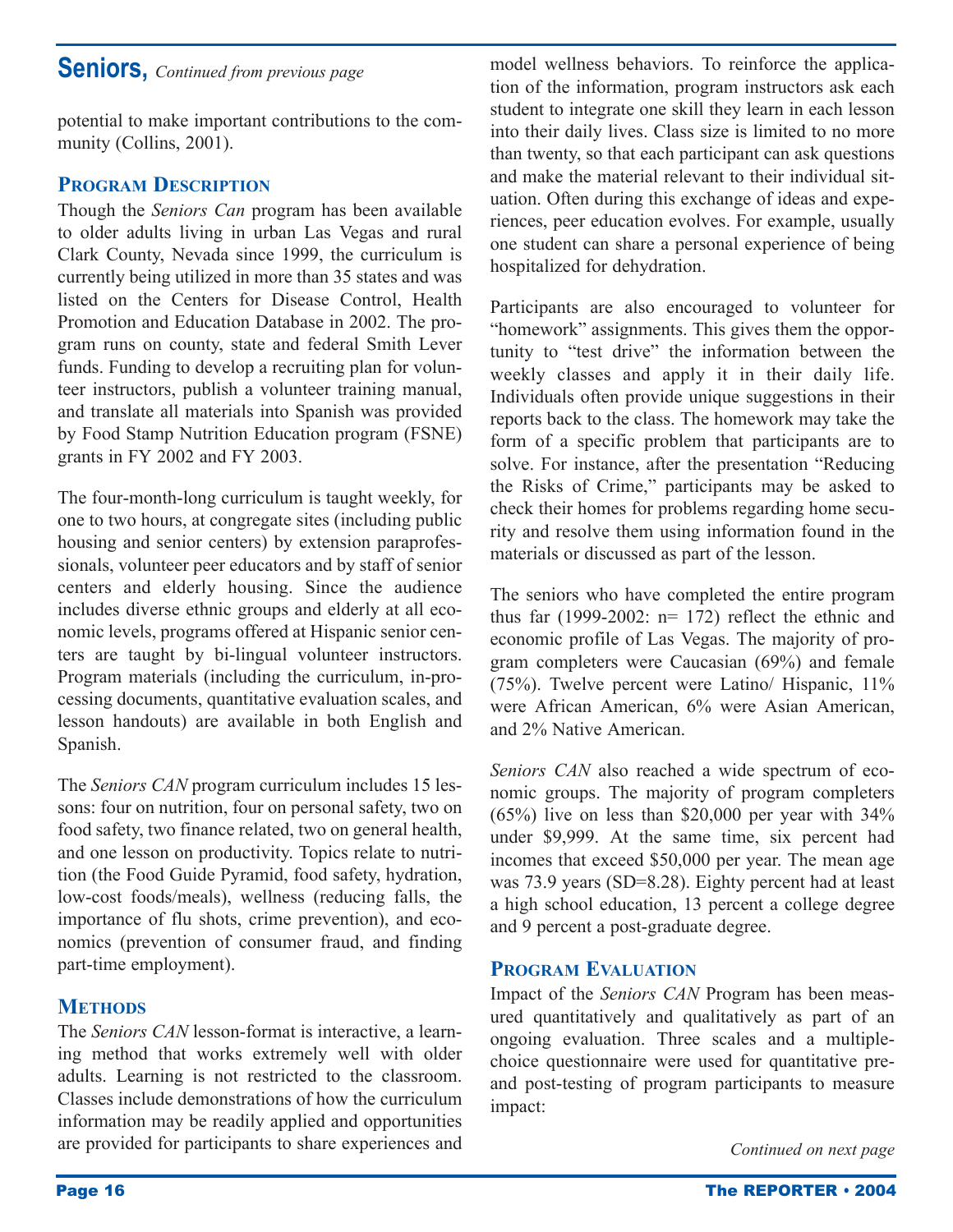## Seniors, *Continued from previous page*

potential to make important contributions to the community (Collins, 2001).

### Program Description

Though the *Seniors Can* program has been available to older adults living in urban Las Vegas and rural Clark County, Nevada since 1999, the curriculum is currently being utilized in more than 35 states and was listed on the Centers for Disease Control, Health Promotion and Education Database in 2002. The program runs on county, state and federal Smith Lever funds. Funding to develop a recruiting plan for volunteer instructors, publish a volunteer training manual, and translate all materials into Spanish was provided by Food Stamp Nutrition Education program (FSNE) grants in FY 2002 and FY 2003.

The four-month-long curriculum is taught weekly, for one to two hours, at congregate sites (including public housing and senior centers) by extension paraprofessionals, volunteer peer educators and by staff of senior centers and elderly housing. Since the audience includes diverse ethnic groups and elderly at all economic levels, programs offered at Hispanic senior centers are taught by bi-lingual volunteer instructors. Program materials (including the curriculum, in-processing documents, quantitative evaluation scales, and lesson handouts) are available in both English and Spanish.

The *Seniors CAN* program curriculum includes 15 lessons: four on nutrition, four on personal safety, two on food safety, two finance related, two on general health, and one lesson on productivity. Topics relate to nutrition (the Food Guide Pyramid, food safety, hydration, low-cost foods/meals), wellness (reducing falls, the importance of flu shots, crime prevention), and economics (prevention of consumer fraud, and finding part-time employment).

### Methods

The *Seniors CAN* lesson-format is interactive, a learning method that works extremely well with older adults. Learning is not restricted to the classroom. Classes include demonstrations of how the curriculum information may be readily applied and opportunities are provided for participants to share experiences and model wellness behaviors. To reinforce the application of the information, program instructors ask each student to integrate one skill they learn in each lesson into their daily lives. Class size is limited to no more than twenty, so that each participant can ask questions and make the material relevant to their individual situation. Often during this exchange of ideas and experiences, peer education evolves. For example, usually one student can share a personal experience of being hospitalized for dehydration.

Participants are also encouraged to volunteer for "homework" assignments. This gives them the opportunity to "test drive" the information between the weekly classes and apply it in their daily life. Individuals often provide unique suggestions in their reports back to the class. The homework may take the form of a specific problem that participants are to solve. For instance, after the presentation "Reducing the Risks of Crime," participants may be asked to check their homes for problems regarding home security and resolve them using information found in the materials or discussed as part of the lesson.

The seniors who have completed the entire program thus far (1999-2002: n= 172) reflect the ethnic and economic profile of Las Vegas. The majority of program completers were Caucasian (69%) and female (75%). Twelve percent were Latino/ Hispanic, 11% were African American, 6% were Asian American, and 2% Native American.

*Seniors CAN* also reached a wide spectrum of economic groups. The majority of program completers (65%) live on less than $20,000 per year with 34% under $9,999. At the same time, six percent had incomes that exceed $50,000 per year. The mean age was 73.9 years (SD=8.28). Eighty percent had at least a high school education, 13 percent a college degree and 9 percent a post-graduate degree.

### Program Evaluation

Impact of the *Seniors CAN* Program has been measured quantitatively and qualitatively as part of an ongoing evaluation. Three scales and a multiple-choice questionnaire were used for quantitative pre- and post-testing of program participants to measure impact:

*Continued on next page*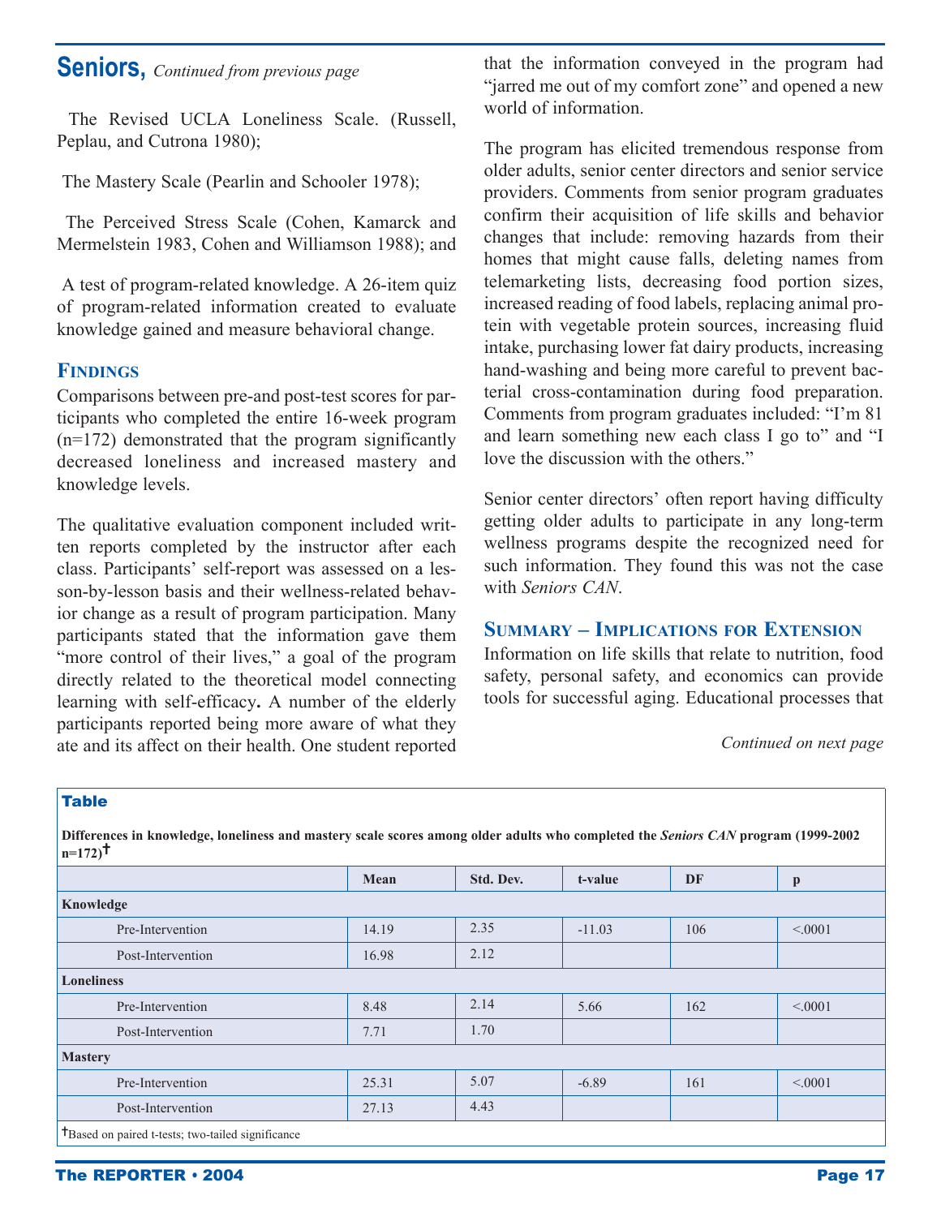## Seniors, *Continued from previous page*

The Revised UCLA Loneliness Scale. (Russell, Peplau, and Cutrona 1980);

The Mastery Scale (Pearlin and Schooler 1978);

The Perceived Stress Scale (Cohen, Kamarck and Mermelstein 1983, Cohen and Williamson 1988); and

A test of program-related knowledge. A 26-item quiz of program-related information created to evaluate knowledge gained and measure behavioral change.

### Findings

Comparisons between pre-and post-test scores for participants who completed the entire 16-week program (n=172) demonstrated that the program significantly decreased loneliness and increased mastery and knowledge levels.

The qualitative evaluation component included written reports completed by the instructor after each class. Participants' self-report was assessed on a lesson-by-lesson basis and their wellness-related behavior change as a result of program participation. Many participants stated that the information gave them "more control of their lives," a goal of the program directly related to the theoretical model connecting learning with self-efficacy**.** A number of the elderly participants reported being more aware of what they ate and its affect on their health. One student reported that the information conveyed in the program had "jarred me out of my comfort zone" and opened a new world of information.

The program has elicited tremendous response from older adults, senior center directors and senior service providers. Comments from senior program graduates confirm their acquisition of life skills and behavior changes that include: removing hazards from their homes that might cause falls, deleting names from telemarketing lists, decreasing food portion sizes, increased reading of food labels, replacing animal protein with vegetable protein sources, increasing fluid intake, purchasing lower fat dairy products, increasing hand-washing and being more careful to prevent bacterial cross-contamination during food preparation. Comments from program graduates included: "I'm 81 and learn something new each class I go to" and "I love the discussion with the others."

Senior center directors' often report having difficulty getting older adults to participate in any long-term wellness programs despite the recognized need for such information. They found this was not the case with *Seniors CAN*.

### Summary – Implications for Extension

Information on life skills that relate to nutrition, food safety, personal safety, and economics can provide tools for successful aging. Educational processes that

*Continued on next page*

**Table**

**Differences in knowledge, loneliness and mastery scale scores among older adults who completed the *Seniors CAN* program (1999-2002 n=172)†**

| | Mean | Std. Dev. | t-value | DF | p |
|---|---|---|---|---|---|
| **Knowledge** | | | | | |
| Pre-Intervention | 14.19 | 2.35 | -11.03 | 106 | <.0001 |
| Post-Intervention | 16.98 | 2.12 | | | |
| **Loneliness** | | | | | |
| Pre-Intervention | 8.48 | 2.14 | 5.66 | 162 | <.0001 |
| Post-Intervention | 7.71 | 1.70 | | | |
| **Mastery** | | | | | |
| Pre-Intervention | 25.31 | 5.07 | -6.89 | 161 | <.0001 |
| Post-Intervention | 27.13 | 4.43 | | | |

†Based on paired t-tests; two-tailed significance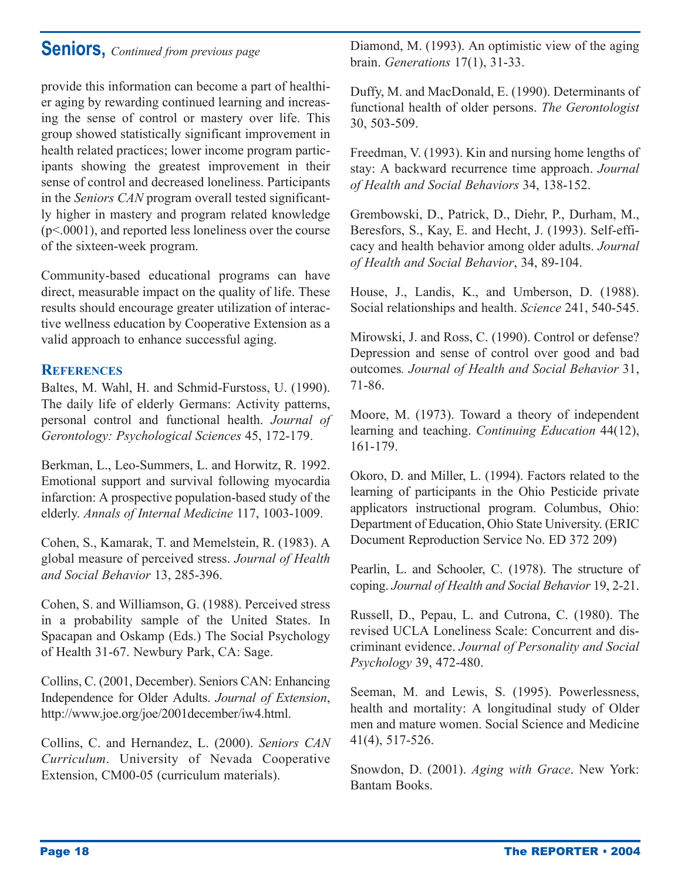## Seniors, *Continued from previous page*

provide this information can become a part of healthier aging by rewarding continued learning and increasing the sense of control or mastery over life. This group showed statistically significant improvement in health related practices; lower income program participants showing the greatest improvement in their sense of control and decreased loneliness. Participants in the *Seniors CAN* program overall tested significantly higher in mastery and program related knowledge ($p<.0001$), and reported less loneliness over the course of the sixteen-week program.

Community-based educational programs can have direct, measurable impact on the quality of life. These results should encourage greater utilization of interactive wellness education by Cooperative Extension as a valid approach to enhance successful aging.

### References

Baltes, M. Wahl, H. and Schmid-Furstoss, U. (1990). The daily life of elderly Germans: Activity patterns, personal control and functional health. *Journal of Gerontology: Psychological Sciences* 45, 172-179.

Berkman, L., Leo-Summers, L. and Horwitz, R. 1992. Emotional support and survival following myocardia infarction: A prospective population-based study of the elderly. *Annals of Internal Medicine* 117, 1003-1009.

Cohen, S., Kamarak, T. and Memelstein, R. (1983). A global measure of perceived stress. *Journal of Health and Social Behavior* 13, 285-396.

Cohen, S. and Williamson, G. (1988). Perceived stress in a probability sample of the United States. In Spacapan and Oskamp (Eds.) The Social Psychology of Health 31-67. Newbury Park, CA: Sage.

Collins, C. (2001, December). Seniors CAN: Enhancing Independence for Older Adults. *Journal of Extension*, http://www.joe.org/joe/2001december/iw4.html.

Collins, C. and Hernandez, L. (2000). *Seniors CAN Curriculum*. University of Nevada Cooperative Extension, CM00-05 (curriculum materials).

Diamond, M. (1993). An optimistic view of the aging brain. *Generations* 17(1), 31-33.

Duffy, M. and MacDonald, E. (1990). Determinants of functional health of older persons. *The Gerontologist* 30, 503-509.

Freedman, V. (1993). Kin and nursing home lengths of stay: A backward recurrence time approach. *Journal of Health and Social Behaviors* 34, 138-152.

Grembowski, D., Patrick, D., Diehr, P., Durham, M., Beresfors, S., Kay, E. and Hecht, J. (1993). Self-efficacy and health behavior among older adults. *Journal of Health and Social Behavior*, 34, 89-104.

House, J., Landis, K., and Umberson, D. (1988). Social relationships and health. *Science* 241, 540-545.

Mirowski, J. and Ross, C. (1990). Control or defense? Depression and sense of control over good and bad outcomes*. Journal of Health and Social Behavior* 31, 71-86.

Moore, M. (1973). Toward a theory of independent learning and teaching. *Continuing Education* 44(12), 161-179.

Okoro, D. and Miller, L. (1994). Factors related to the learning of participants in the Ohio Pesticide private applicators instructional program. Columbus, Ohio: Department of Education, Ohio State University. (ERIC Document Reproduction Service No. ED 372 209)

Pearlin, L. and Schooler, C. (1978). The structure of coping. *Journal of Health and Social Behavior* 19, 2-21.

Russell, D., Pepau, L. and Cutrona, C. (1980). The revised UCLA Loneliness Scale: Concurrent and discriminant evidence. *Journal of Personality and Social Psychology* 39, 472-480.

Seeman, M. and Lewis, S. (1995). Powerlessness, health and mortality: A longitudinal study of Older men and mature women. Social Science and Medicine 41(4), 517-526.

Snowdon, D. (2001). *Aging with Grace*. New York: Bantam Books.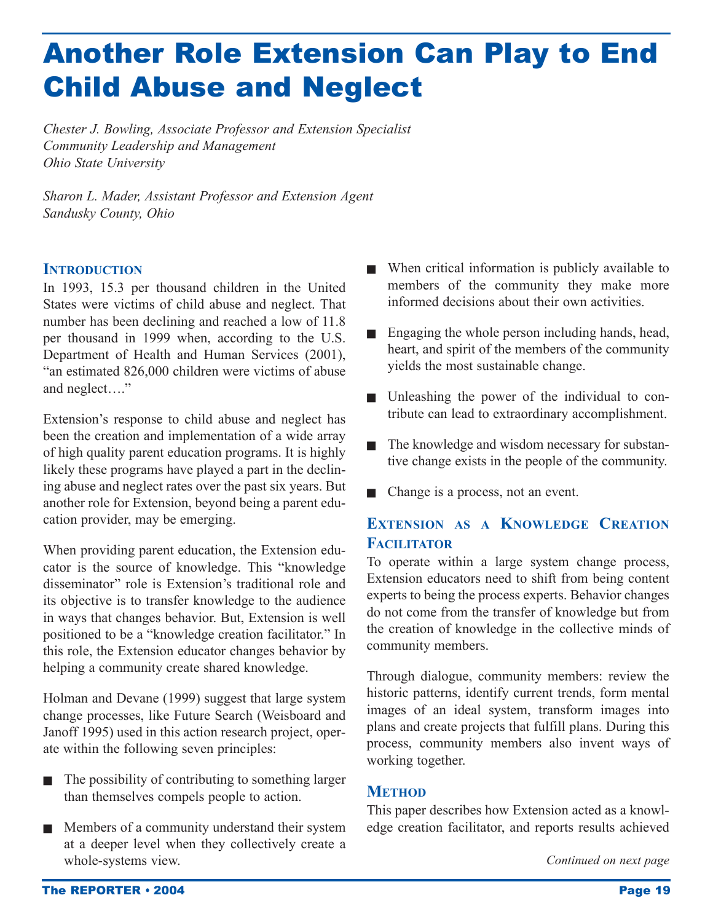# Another Role Extension Can Play to End Child Abuse and Neglect

*Chester J. Bowling, Associate Professor and Extension Specialist*
*Community Leadership and Management*
*Ohio State University*

*Sharon L. Mader, Assistant Professor and Extension Agent*
*Sandusky County, Ohio*

## Introduction

In 1993, 15.3 per thousand children in the United States were victims of child abuse and neglect. That number has been declining and reached a low of 11.8 per thousand in 1999 when, according to the U.S. Department of Health and Human Services (2001), "an estimated 826,000 children were victims of abuse and neglect…."

Extension's response to child abuse and neglect has been the creation and implementation of a wide array of high quality parent education programs. It is highly likely these programs have played a part in the declining abuse and neglect rates over the past six years. But another role for Extension, beyond being a parent education provider, may be emerging.

When providing parent education, the Extension educator is the source of knowledge. This "knowledge disseminator" role is Extension's traditional role and its objective is to transfer knowledge to the audience in ways that changes behavior. But, Extension is well positioned to be a "knowledge creation facilitator." In this role, the Extension educator changes behavior by helping a community create shared knowledge.

Holman and Devane (1999) suggest that large system change processes, like Future Search (Weisboard and Janoff 1995) used in this action research project, operate within the following seven principles:

- The possibility of contributing to something larger than themselves compels people to action.
- Members of a community understand their system at a deeper level when they collectively create a whole-systems view.
- When critical information is publicly available to members of the community they make more informed decisions about their own activities.
- Engaging the whole person including hands, head, heart, and spirit of the members of the community yields the most sustainable change.
- Unleashing the power of the individual to contribute can lead to extraordinary accomplishment.
- The knowledge and wisdom necessary for substantive change exists in the people of the community.
- Change is a process, not an event.

## Extension as a Knowledge Creation Facilitator

To operate within a large system change process, Extension educators need to shift from being content experts to being the process experts. Behavior changes do not come from the transfer of knowledge but from the creation of knowledge in the collective minds of community members.

Through dialogue, community members: review the historic patterns, identify current trends, form mental images of an ideal system, transform images into plans and create projects that fulfill plans. During this process, community members also invent ways of working together.

## Method

This paper describes how Extension acted as a knowledge creation facilitator, and reports results achieved

*Continued on next page*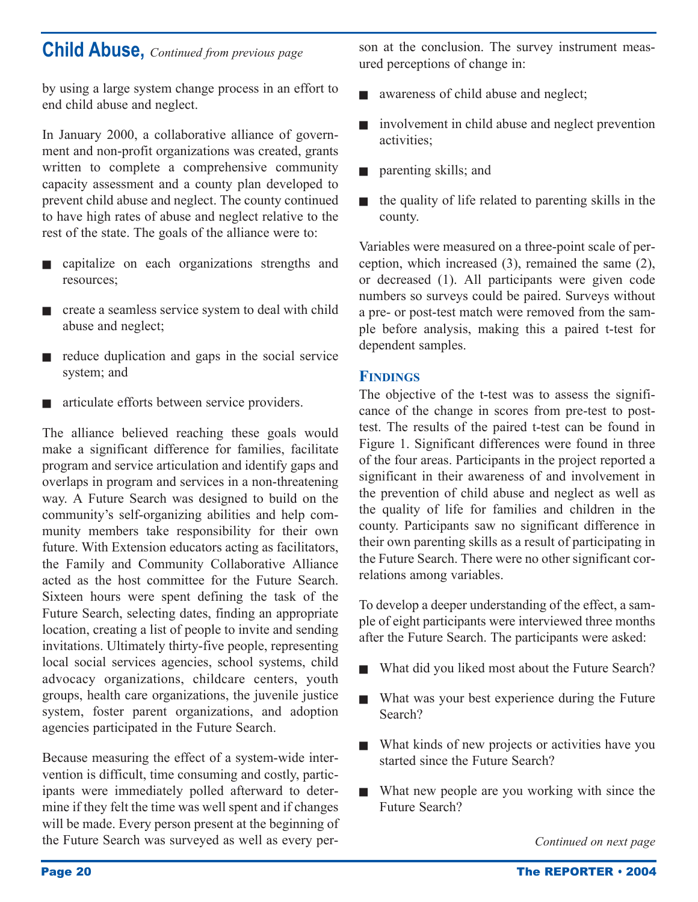## Child Abuse, *Continued from previous page*

by using a large system change process in an effort to end child abuse and neglect.

In January 2000, a collaborative alliance of government and non-profit organizations was created, grants written to complete a comprehensive community capacity assessment and a county plan developed to prevent child abuse and neglect. The county continued to have high rates of abuse and neglect relative to the rest of the state. The goals of the alliance were to:

- capitalize on each organizations strengths and resources;
- create a seamless service system to deal with child abuse and neglect;
- reduce duplication and gaps in the social service system; and
- articulate efforts between service providers.

The alliance believed reaching these goals would make a significant difference for families, facilitate program and service articulation and identify gaps and overlaps in program and services in a non-threatening way. A Future Search was designed to build on the community's self-organizing abilities and help community members take responsibility for their own future. With Extension educators acting as facilitators, the Family and Community Collaborative Alliance acted as the host committee for the Future Search. Sixteen hours were spent defining the task of the Future Search, selecting dates, finding an appropriate location, creating a list of people to invite and sending invitations. Ultimately thirty-five people, representing local social services agencies, school systems, child advocacy organizations, childcare centers, youth groups, health care organizations, the juvenile justice system, foster parent organizations, and adoption agencies participated in the Future Search.

Because measuring the effect of a system-wide intervention is difficult, time consuming and costly, participants were immediately polled afterward to determine if they felt the time was well spent and if changes will be made. Every person present at the beginning of the Future Search was surveyed as well as every person at the conclusion. The survey instrument measured perceptions of change in:

- awareness of child abuse and neglect;
- involvement in child abuse and neglect prevention activities;
- parenting skills; and
- the quality of life related to parenting skills in the county.

Variables were measured on a three-point scale of perception, which increased (3), remained the same (2), or decreased (1). All participants were given code numbers so surveys could be paired. Surveys without a pre- or post-test match were removed from the sample before analysis, making this a paired t-test for dependent samples.

### Findings

The objective of the t-test was to assess the significance of the change in scores from pre-test to post-test. The results of the paired t-test can be found in Figure 1. Significant differences were found in three of the four areas. Participants in the project reported a significant in their awareness of and involvement in the prevention of child abuse and neglect as well as the quality of life for families and children in the county. Participants saw no significant difference in their own parenting skills as a result of participating in the Future Search. There were no other significant correlations among variables.

To develop a deeper understanding of the effect, a sample of eight participants were interviewed three months after the Future Search. The participants were asked:

- What did you liked most about the Future Search?
- What was your best experience during the Future Search?
- What kinds of new projects or activities have you started since the Future Search?
- What new people are you working with since the Future Search?

*Continued on next page*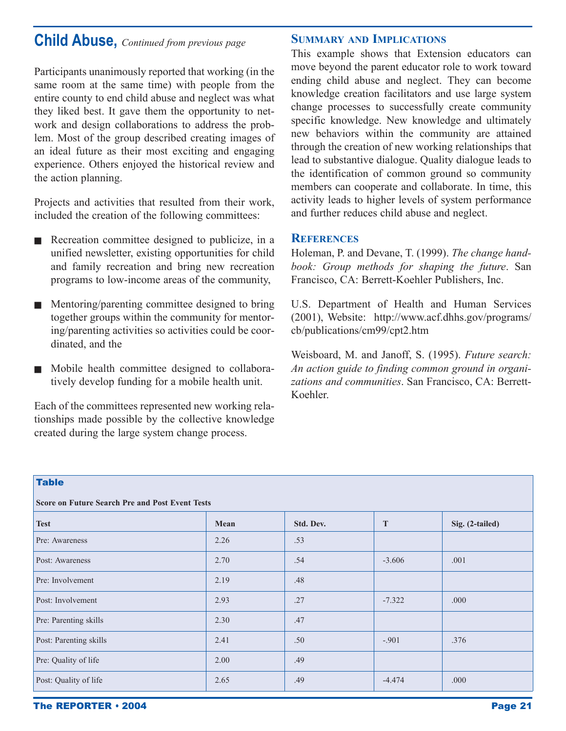## Child Abuse, *Continued from previous page*

Participants unanimously reported that working (in the same room at the same time) with people from the entire county to end child abuse and neglect was what they liked best. It gave them the opportunity to network and design collaborations to address the problem. Most of the group described creating images of an ideal future as their most exciting and engaging experience. Others enjoyed the historical review and the action planning.

Projects and activities that resulted from their work, included the creation of the following committees:

- Recreation committee designed to publicize, in a unified newsletter, existing opportunities for child and family recreation and bring new recreation programs to low-income areas of the community,
- Mentoring/parenting committee designed to bring together groups within the community for mentoring/parenting activities so activities could be coordinated, and the
- Mobile health committee designed to collaboratively develop funding for a mobile health unit.

Each of the committees represented new working relationships made possible by the collective knowledge created during the large system change process.

### Summary and Implications

This example shows that Extension educators can move beyond the parent educator role to work toward ending child abuse and neglect. They can become knowledge creation facilitators and use large system change processes to successfully create community specific knowledge. New knowledge and ultimately new behaviors within the community are attained through the creation of new working relationships that lead to substantive dialogue. Quality dialogue leads to the identification of common ground so community members can cooperate and collaborate. In time, this activity leads to higher levels of system performance and further reduces child abuse and neglect.

### References

Holeman, P. and Devane, T. (1999). *The change handbook: Group methods for shaping the future*. San Francisco, CA: Berrett-Koehler Publishers, Inc.

U.S. Department of Health and Human Services (2001), Website: http://www.acf.dhhs.gov/programs/cb/publications/cm99/cpt2.htm

Weisboard, M. and Janoff, S. (1995). *Future search: An action guide to finding common ground in organizations and communities*. San Francisco, CA: Berrett-Koehler.

**Table**

**Score on Future Search Pre and Post Event Tests**

| Test | Mean | Std. Dev. | T | Sig. (2-tailed) |
|---|---|---|---|---|
| Pre: Awareness | 2.26 | .53 | | |
| Post: Awareness | 2.70 | .54 | -3.606 | .001 |
| Pre: Involvement | 2.19 | .48 | | |
| Post: Involvement | 2.93 | .27 | -7.322 | .000 |
| Pre: Parenting skills | 2.30 | .47 | | |
| Post: Parenting skills | 2.41 | .50 | -.901 | .376 |
| Pre: Quality of life | 2.00 | .49 | | |
| Post: Quality of life | 2.65 | .49 | -4.474 | .000 |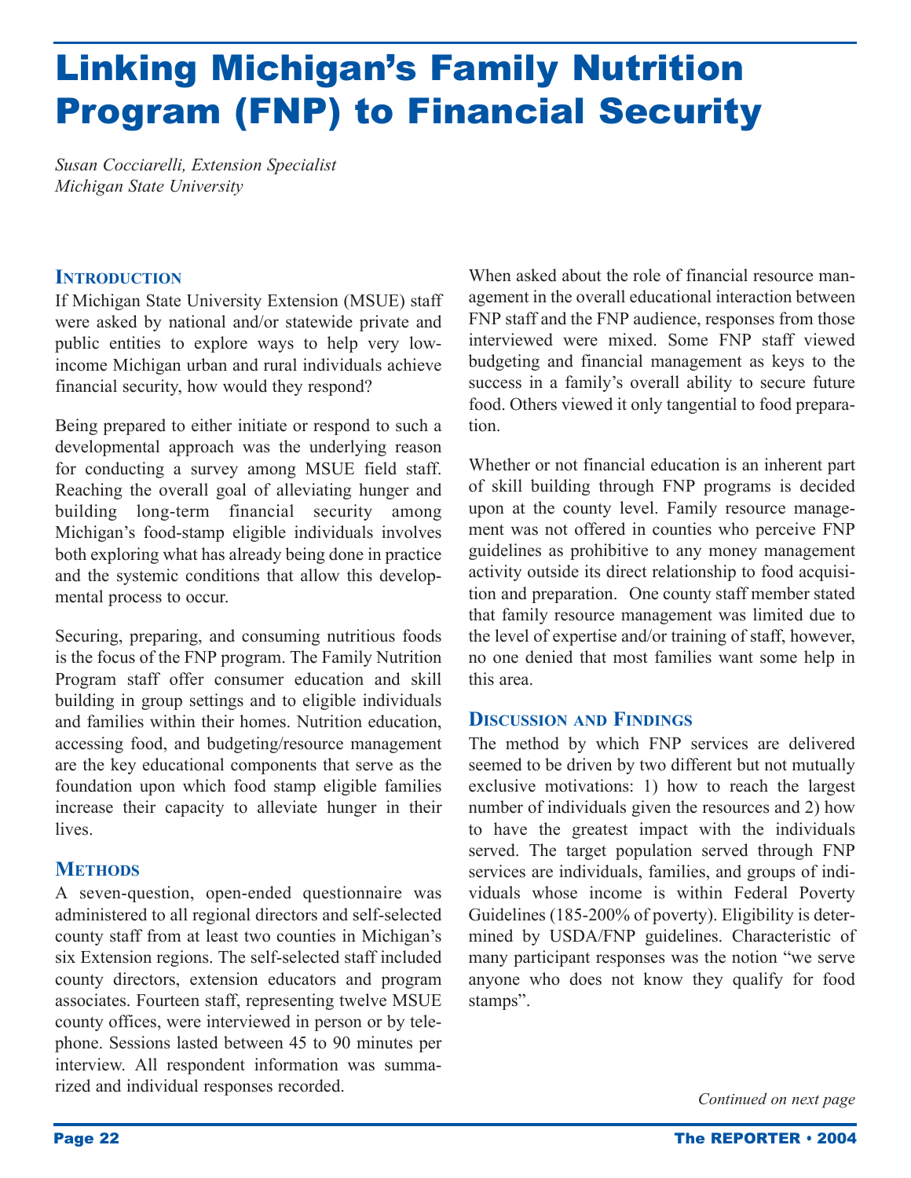# Linking Michigan's Family Nutrition Program (FNP) to Financial Security

*Susan Cocciarelli, Extension Specialist*
*Michigan State University*

## Introduction

If Michigan State University Extension (MSUE) staff were asked by national and/or statewide private and public entities to explore ways to help very low-income Michigan urban and rural individuals achieve financial security, how would they respond?

Being prepared to either initiate or respond to such a developmental approach was the underlying reason for conducting a survey among MSUE field staff. Reaching the overall goal of alleviating hunger and building long-term financial security among Michigan's food-stamp eligible individuals involves both exploring what has already being done in practice and the systemic conditions that allow this developmental process to occur.

Securing, preparing, and consuming nutritious foods is the focus of the FNP program. The Family Nutrition Program staff offer consumer education and skill building in group settings and to eligible individuals and families within their homes. Nutrition education, accessing food, and budgeting/resource management are the key educational components that serve as the foundation upon which food stamp eligible families increase their capacity to alleviate hunger in their lives.

## Methods

A seven-question, open-ended questionnaire was administered to all regional directors and self-selected county staff from at least two counties in Michigan's six Extension regions. The self-selected staff included county directors, extension educators and program associates. Fourteen staff, representing twelve MSUE county offices, were interviewed in person or by telephone. Sessions lasted between 45 to 90 minutes per interview. All respondent information was summarized and individual responses recorded.

When asked about the role of financial resource management in the overall educational interaction between FNP staff and the FNP audience, responses from those interviewed were mixed. Some FNP staff viewed budgeting and financial management as keys to the success in a family's overall ability to secure future food. Others viewed it only tangential to food preparation.

Whether or not financial education is an inherent part of skill building through FNP programs is decided upon at the county level. Family resource management was not offered in counties who perceive FNP guidelines as prohibitive to any money management activity outside its direct relationship to food acquisition and preparation. One county staff member stated that family resource management was limited due to the level of expertise and/or training of staff, however, no one denied that most families want some help in this area.

## Discussion and Findings

The method by which FNP services are delivered seemed to be driven by two different but not mutually exclusive motivations: 1) how to reach the largest number of individuals given the resources and 2) how to have the greatest impact with the individuals served. The target population served through FNP services are individuals, families, and groups of individuals whose income is within Federal Poverty Guidelines (185-200% of poverty). Eligibility is determined by USDA/FNP guidelines. Characteristic of many participant responses was the notion "we serve anyone who does not know they qualify for food stamps".

*Continued on next page*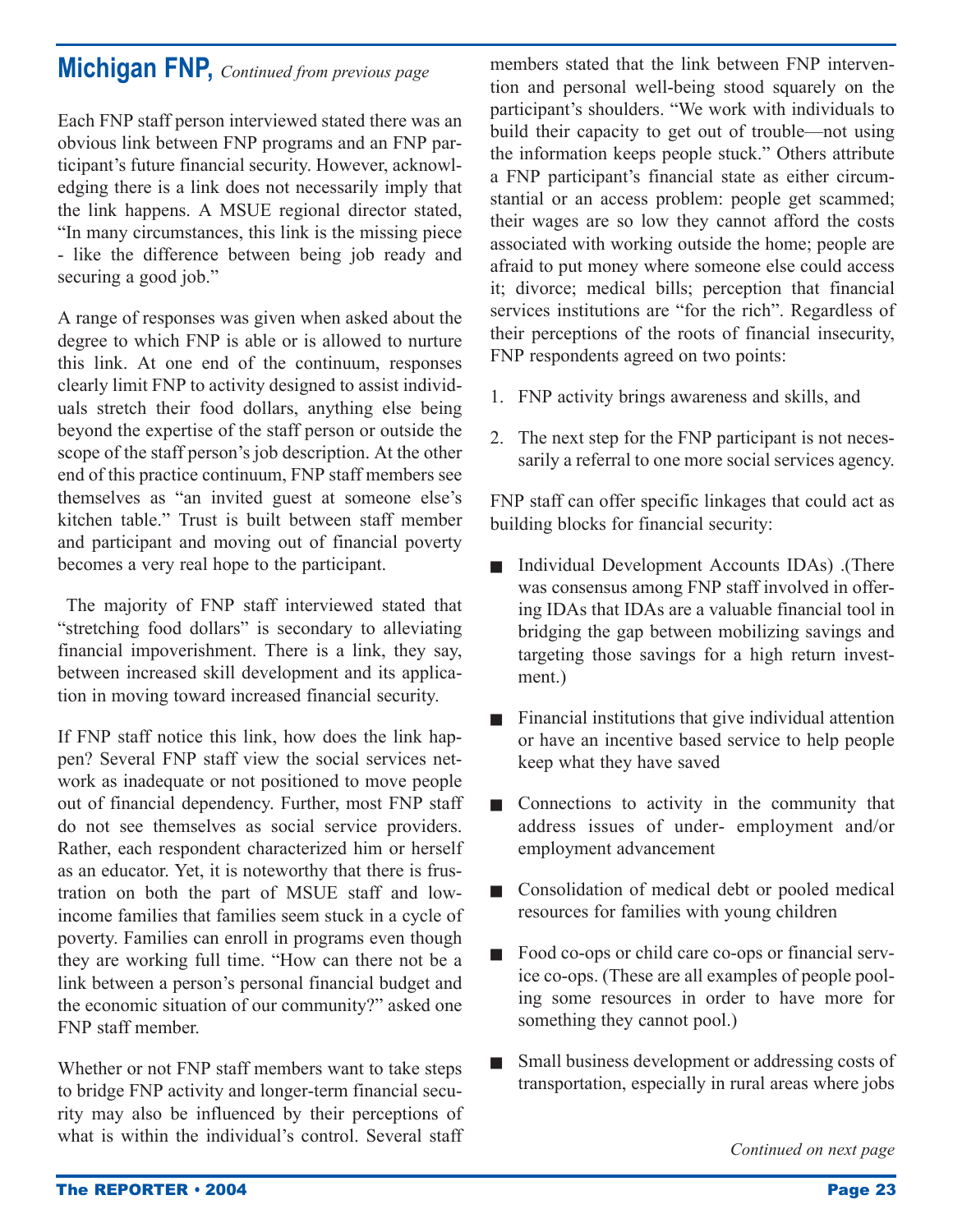## Michigan FNP, *Continued from previous page*

Each FNP staff person interviewed stated there was an obvious link between FNP programs and an FNP participant's future financial security. However, acknowledging there is a link does not necessarily imply that the link happens. A MSUE regional director stated, "In many circumstances, this link is the missing piece - like the difference between being job ready and securing a good job."

A range of responses was given when asked about the degree to which FNP is able or is allowed to nurture this link. At one end of the continuum, responses clearly limit FNP to activity designed to assist individuals stretch their food dollars, anything else being beyond the expertise of the staff person or outside the scope of the staff person's job description. At the other end of this practice continuum, FNP staff members see themselves as "an invited guest at someone else's kitchen table." Trust is built between staff member and participant and moving out of financial poverty becomes a very real hope to the participant.

The majority of FNP staff interviewed stated that "stretching food dollars" is secondary to alleviating financial impoverishment. There is a link, they say, between increased skill development and its application in moving toward increased financial security.

If FNP staff notice this link, how does the link happen? Several FNP staff view the social services network as inadequate or not positioned to move people out of financial dependency. Further, most FNP staff do not see themselves as social service providers. Rather, each respondent characterized him or herself as an educator. Yet, it is noteworthy that there is frustration on both the part of MSUE staff and low-income families that families seem stuck in a cycle of poverty. Families can enroll in programs even though they are working full time. "How can there not be a link between a person's personal financial budget and the economic situation of our community?" asked one FNP staff member.

Whether or not FNP staff members want to take steps to bridge FNP activity and longer-term financial security may also be influenced by their perceptions of what is within the individual's control. Several staff members stated that the link between FNP intervention and personal well-being stood squarely on the participant's shoulders. "We work with individuals to build their capacity to get out of trouble—not using the information keeps people stuck." Others attribute a FNP participant's financial state as either circumstantial or an access problem: people get scammed; their wages are so low they cannot afford the costs associated with working outside the home; people are afraid to put money where someone else could access it; divorce; medical bills; perception that financial services institutions are "for the rich". Regardless of their perceptions of the roots of financial insecurity, FNP respondents agreed on two points:

1. FNP activity brings awareness and skills, and
2. The next step for the FNP participant is not necessarily a referral to one more social services agency.

FNP staff can offer specific linkages that could act as building blocks for financial security:

- Individual Development Accounts IDAs) .(There was consensus among FNP staff involved in offering IDAs that IDAs are a valuable financial tool in bridging the gap between mobilizing savings and targeting those savings for a high return investment.)
- Financial institutions that give individual attention or have an incentive based service to help people keep what they have saved
- Connections to activity in the community that address issues of under- employment and/or employment advancement
- Consolidation of medical debt or pooled medical resources for families with young children
- Food co-ops or child care co-ops or financial service co-ops. (These are all examples of people pooling some resources in order to have more for something they cannot pool.)
- Small business development or addressing costs of transportation, especially in rural areas where jobs

*Continued on next page*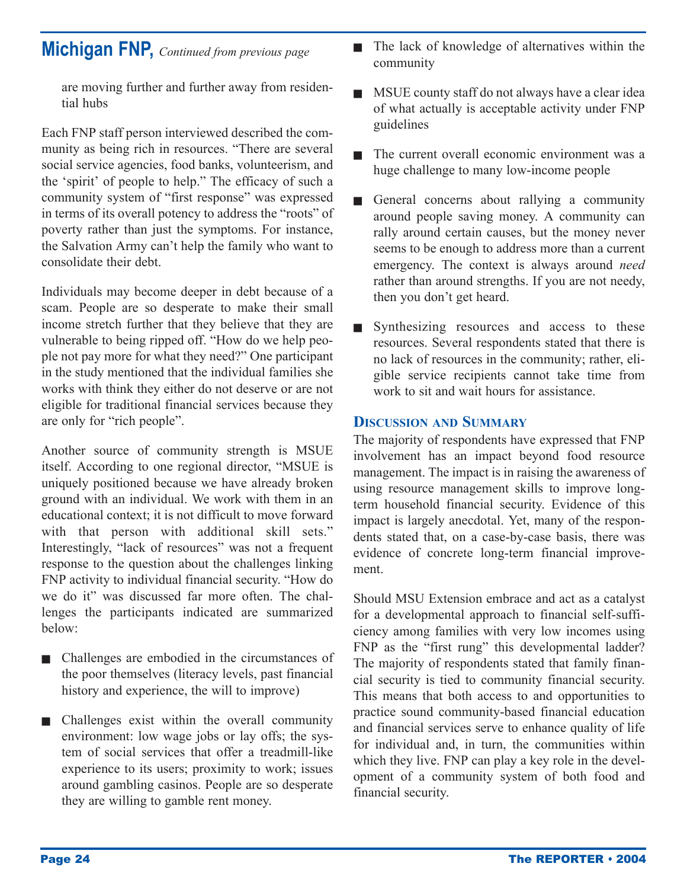## Michigan FNP, *Continued from previous page*

are moving further and further away from residential hubs

Each FNP staff person interviewed described the community as being rich in resources. "There are several social service agencies, food banks, volunteerism, and the 'spirit' of people to help." The efficacy of such a community system of "first response" was expressed in terms of its overall potency to address the "roots" of poverty rather than just the symptoms. For instance, the Salvation Army can't help the family who want to consolidate their debt.

Individuals may become deeper in debt because of a scam. People are so desperate to make their small income stretch further that they believe that they are vulnerable to being ripped off. "How do we help people not pay more for what they need?" One participant in the study mentioned that the individual families she works with think they either do not deserve or are not eligible for traditional financial services because they are only for "rich people".

Another source of community strength is MSUE itself. According to one regional director, "MSUE is uniquely positioned because we have already broken ground with an individual. We work with them in an educational context; it is not difficult to move forward with that person with additional skill sets." Interestingly, "lack of resources" was not a frequent response to the question about the challenges linking FNP activity to individual financial security. "How do we do it" was discussed far more often. The challenges the participants indicated are summarized below:

- Challenges are embodied in the circumstances of the poor themselves (literacy levels, past financial history and experience, the will to improve)
- Challenges exist within the overall community environment: low wage jobs or lay offs; the system of social services that offer a treadmill-like experience to its users; proximity to work; issues around gambling casinos. People are so desperate they are willing to gamble rent money.
- The lack of knowledge of alternatives within the community
- MSUE county staff do not always have a clear idea of what actually is acceptable activity under FNP guidelines
- The current overall economic environment was a huge challenge to many low-income people
- General concerns about rallying a community around people saving money. A community can rally around certain causes, but the money never seems to be enough to address more than a current emergency. The context is always around *need* rather than around strengths. If you are not needy, then you don't get heard.
- Synthesizing resources and access to these resources. Several respondents stated that there is no lack of resources in the community; rather, eligible service recipients cannot take time from work to sit and wait hours for assistance.

### Discussion and Summary

The majority of respondents have expressed that FNP involvement has an impact beyond food resource management. The impact is in raising the awareness of using resource management skills to improve long-term household financial security. Evidence of this impact is largely anecdotal. Yet, many of the respondents stated that, on a case-by-case basis, there was evidence of concrete long-term financial improvement.

Should MSU Extension embrace and act as a catalyst for a developmental approach to financial self-sufficiency among families with very low incomes using FNP as the "first rung" this developmental ladder? The majority of respondents stated that family financial security is tied to community financial security. This means that both access to and opportunities to practice sound community-based financial education and financial services serve to enhance quality of life for individual and, in turn, the communities within which they live. FNP can play a key role in the development of a community system of both food and financial security.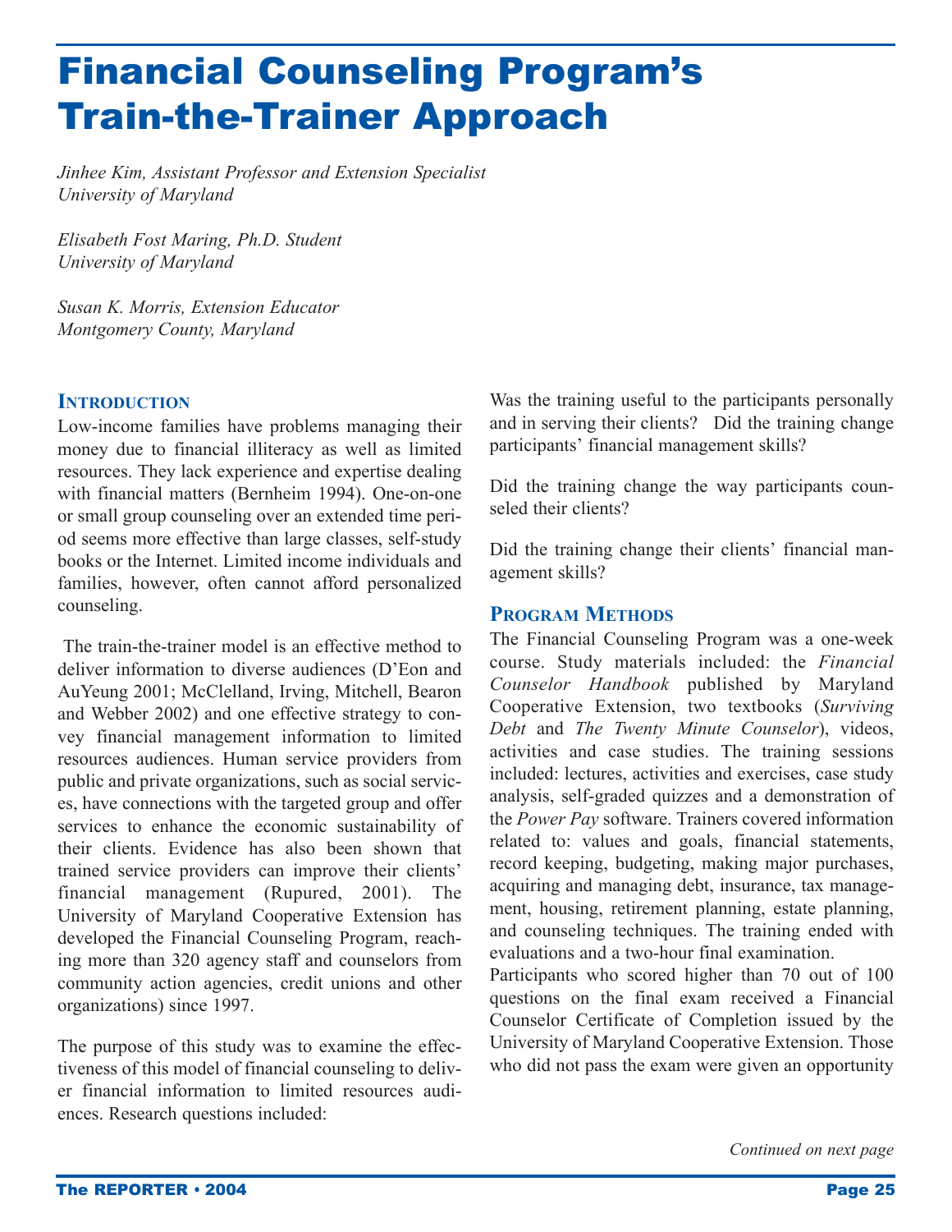# Financial Counseling Program's Train-the-Trainer Approach

*Jinhee Kim, Assistant Professor and Extension Specialist*
*University of Maryland*

*Elisabeth Fost Maring, Ph.D. Student*
*University of Maryland*

*Susan K. Morris, Extension Educator*
*Montgomery County, Maryland*

## Introduction

Low-income families have problems managing their money due to financial illiteracy as well as limited resources. They lack experience and expertise dealing with financial matters (Bernheim 1994). One-on-one or small group counseling over an extended time period seems more effective than large classes, self-study books or the Internet. Limited income individuals and families, however, often cannot afford personalized counseling.

The train-the-trainer model is an effective method to deliver information to diverse audiences (D'Eon and AuYeung 2001; McClelland, Irving, Mitchell, Bearon and Webber 2002) and one effective strategy to convey financial management information to limited resources audiences. Human service providers from public and private organizations, such as social services, have connections with the targeted group and offer services to enhance the economic sustainability of their clients. Evidence has also been shown that trained service providers can improve their clients' financial management (Rupured, 2001). The University of Maryland Cooperative Extension has developed the Financial Counseling Program, reaching more than 320 agency staff and counselors from community action agencies, credit unions and other organizations) since 1997.

The purpose of this study was to examine the effectiveness of this model of financial counseling to deliver financial information to limited resources audiences. Research questions included:

Was the training useful to the participants personally and in serving their clients? Did the training change participants' financial management skills?

Did the training change the way participants counseled their clients?

Did the training change their clients' financial management skills?

## Program Methods

The Financial Counseling Program was a one-week course. Study materials included: the *Financial Counselor Handbook* published by Maryland Cooperative Extension, two textbooks (*Surviving Debt* and *The Twenty Minute Counselor*), videos, activities and case studies. The training sessions included: lectures, activities and exercises, case study analysis, self-graded quizzes and a demonstration of the *Power Pay* software. Trainers covered information related to: values and goals, financial statements, record keeping, budgeting, making major purchases, acquiring and managing debt, insurance, tax management, housing, retirement planning, estate planning, and counseling techniques. The training ended with evaluations and a two-hour final examination.

Participants who scored higher than 70 out of 100 questions on the final exam received a Financial Counselor Certificate of Completion issued by the University of Maryland Cooperative Extension. Those who did not pass the exam were given an opportunity

*Continued on next page*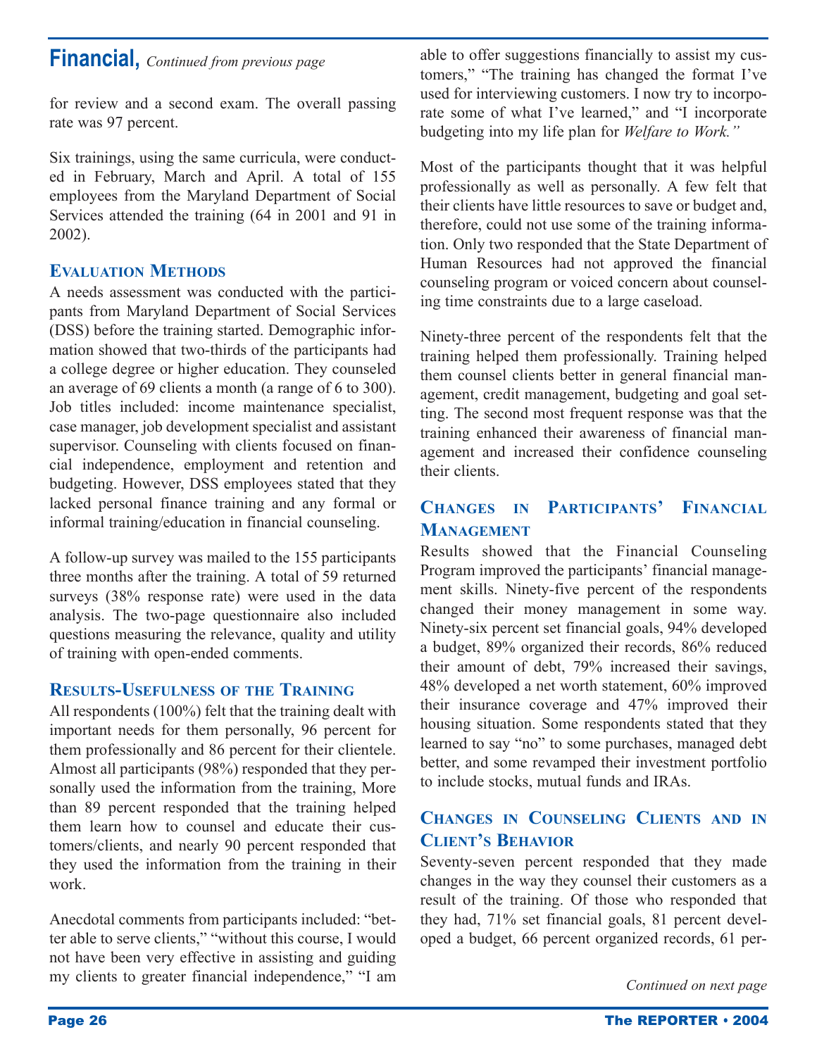## Financial, *Continued from previous page*

for review and a second exam. The overall passing rate was 97 percent.

Six trainings, using the same curricula, were conducted in February, March and April. A total of 155 employees from the Maryland Department of Social Services attended the training (64 in 2001 and 91 in 2002).

### Evaluation Methods

A needs assessment was conducted with the participants from Maryland Department of Social Services (DSS) before the training started. Demographic information showed that two-thirds of the participants had a college degree or higher education. They counseled an average of 69 clients a month (a range of 6 to 300). Job titles included: income maintenance specialist, case manager, job development specialist and assistant supervisor. Counseling with clients focused on financial independence, employment and retention and budgeting. However, DSS employees stated that they lacked personal finance training and any formal or informal training/education in financial counseling.

A follow-up survey was mailed to the 155 participants three months after the training. A total of 59 returned surveys (38% response rate) were used in the data analysis. The two-page questionnaire also included questions measuring the relevance, quality and utility of training with open-ended comments.

### Results-Usefulness of the Training

All respondents (100%) felt that the training dealt with important needs for them personally, 96 percent for them professionally and 86 percent for their clientele. Almost all participants (98%) responded that they personally used the information from the training, More than 89 percent responded that the training helped them learn how to counsel and educate their customers/clients, and nearly 90 percent responded that they used the information from the training in their work.

Anecdotal comments from participants included: "better able to serve clients," "without this course, I would not have been very effective in assisting and guiding my clients to greater financial independence," "I am able to offer suggestions financially to assist my customers," "The training has changed the format I've used for interviewing customers. I now try to incorporate some of what I've learned," and "I incorporate budgeting into my life plan for *Welfare to Work."*

Most of the participants thought that it was helpful professionally as well as personally. A few felt that their clients have little resources to save or budget and, therefore, could not use some of the training information. Only two responded that the State Department of Human Resources had not approved the financial counseling program or voiced concern about counseling time constraints due to a large caseload.

Ninety-three percent of the respondents felt that the training helped them professionally. Training helped them counsel clients better in general financial management, credit management, budgeting and goal setting. The second most frequent response was that the training enhanced their awareness of financial management and increased their confidence counseling their clients.

### Changes in Participants' Financial Management

Results showed that the Financial Counseling Program improved the participants' financial management skills. Ninety-five percent of the respondents changed their money management in some way. Ninety-six percent set financial goals, 94% developed a budget, 89% organized their records, 86% reduced their amount of debt, 79% increased their savings, 48% developed a net worth statement, 60% improved their insurance coverage and 47% improved their housing situation. Some respondents stated that they learned to say "no" to some purchases, managed debt better, and some revamped their investment portfolio to include stocks, mutual funds and IRAs.

### Changes in Counseling Clients and in Client's Behavior

Seventy-seven percent responded that they made changes in the way they counsel their customers as a result of the training. Of those who responded that they had, 71% set financial goals, 81 percent developed a budget, 66 percent organized records, 61 per-

*Continued on next page*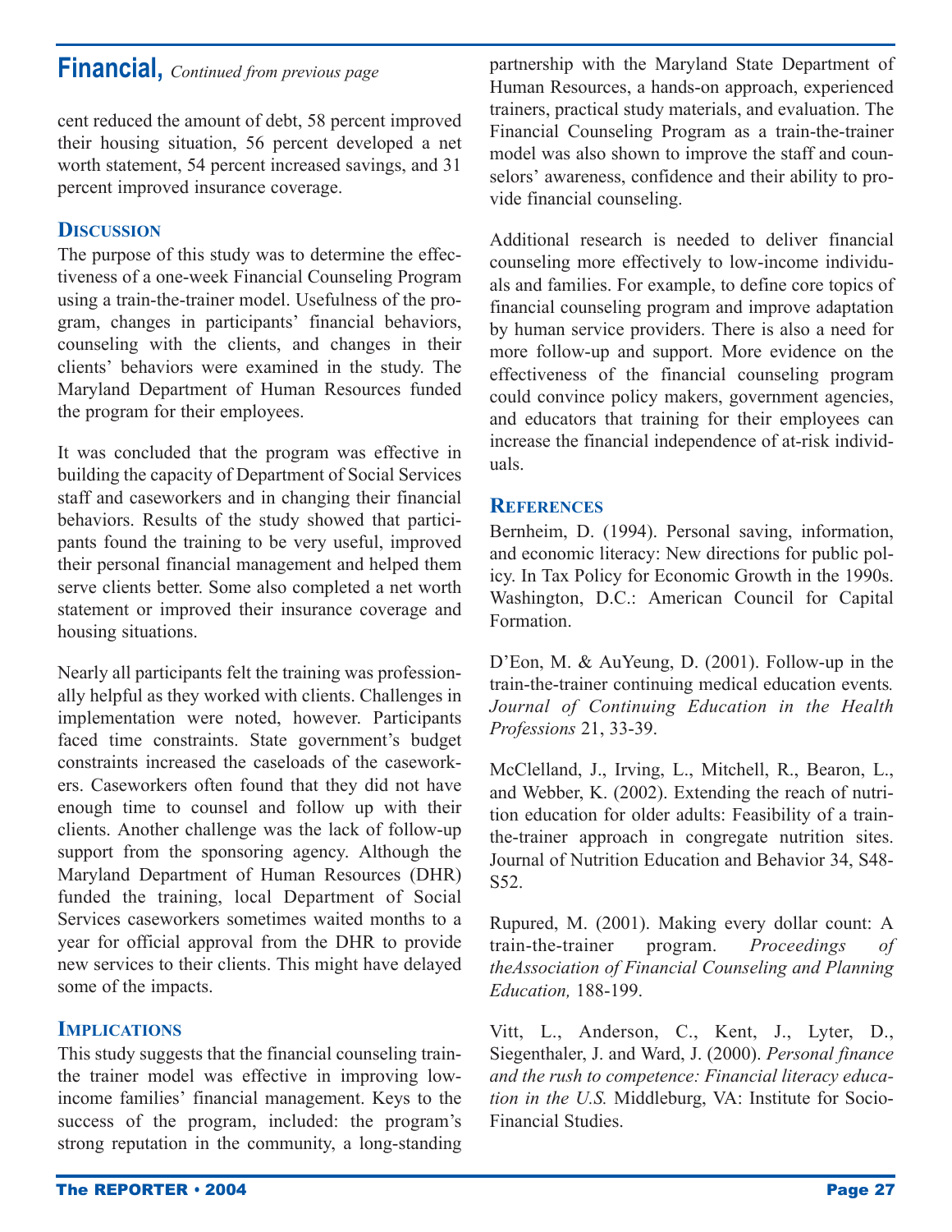## Financial, *Continued from previous page*

cent reduced the amount of debt, 58 percent improved their housing situation, 56 percent developed a net worth statement, 54 percent increased savings, and 31 percent improved insurance coverage.

### Discussion

The purpose of this study was to determine the effectiveness of a one-week Financial Counseling Program using a train-the-trainer model. Usefulness of the program, changes in participants' financial behaviors, counseling with the clients, and changes in their clients' behaviors were examined in the study. The Maryland Department of Human Resources funded the program for their employees.

It was concluded that the program was effective in building the capacity of Department of Social Services staff and caseworkers and in changing their financial behaviors. Results of the study showed that participants found the training to be very useful, improved their personal financial management and helped them serve clients better. Some also completed a net worth statement or improved their insurance coverage and housing situations.

Nearly all participants felt the training was professionally helpful as they worked with clients. Challenges in implementation were noted, however. Participants faced time constraints. State government's budget constraints increased the caseloads of the caseworkers. Caseworkers often found that they did not have enough time to counsel and follow up with their clients. Another challenge was the lack of follow-up support from the sponsoring agency. Although the Maryland Department of Human Resources (DHR) funded the training, local Department of Social Services caseworkers sometimes waited months to a year for official approval from the DHR to provide new services to their clients. This might have delayed some of the impacts.

### Implications

This study suggests that the financial counseling train-the trainer model was effective in improving low-income families' financial management. Keys to the success of the program, included: the program's strong reputation in the community, a long-standing partnership with the Maryland State Department of Human Resources, a hands-on approach, experienced trainers, practical study materials, and evaluation. The Financial Counseling Program as a train-the-trainer model was also shown to improve the staff and counselors' awareness, confidence and their ability to provide financial counseling.

Additional research is needed to deliver financial counseling more effectively to low-income individuals and families. For example, to define core topics of financial counseling program and improve adaptation by human service providers. There is also a need for more follow-up and support. More evidence on the effectiveness of the financial counseling program could convince policy makers, government agencies, and educators that training for their employees can increase the financial independence of at-risk individuals.

### References

Bernheim, D. (1994). Personal saving, information, and economic literacy: New directions for public policy. In Tax Policy for Economic Growth in the 1990s. Washington, D.C.: American Council for Capital Formation.

D'Eon, M. & AuYeung, D. (2001). Follow-up in the train-the-trainer continuing medical education events. *Journal of Continuing Education in the Health Professions* 21, 33-39.

McClelland, J., Irving, L., Mitchell, R., Bearon, L., and Webber, K. (2002). Extending the reach of nutrition education for older adults: Feasibility of a train-the-trainer approach in congregate nutrition sites. Journal of Nutrition Education and Behavior 34, S48-S52.

Rupured, M. (2001). Making every dollar count: A train-the-trainer program. *Proceedings of theAssociation of Financial Counseling and Planning Education,* 188-199.

Vitt, L., Anderson, C., Kent, J., Lyter, D., Siegenthaler, J. and Ward, J. (2000). *Personal finance and the rush to competence: Financial literacy education in the U.S.* Middleburg, VA: Institute for Socio-Financial Studies.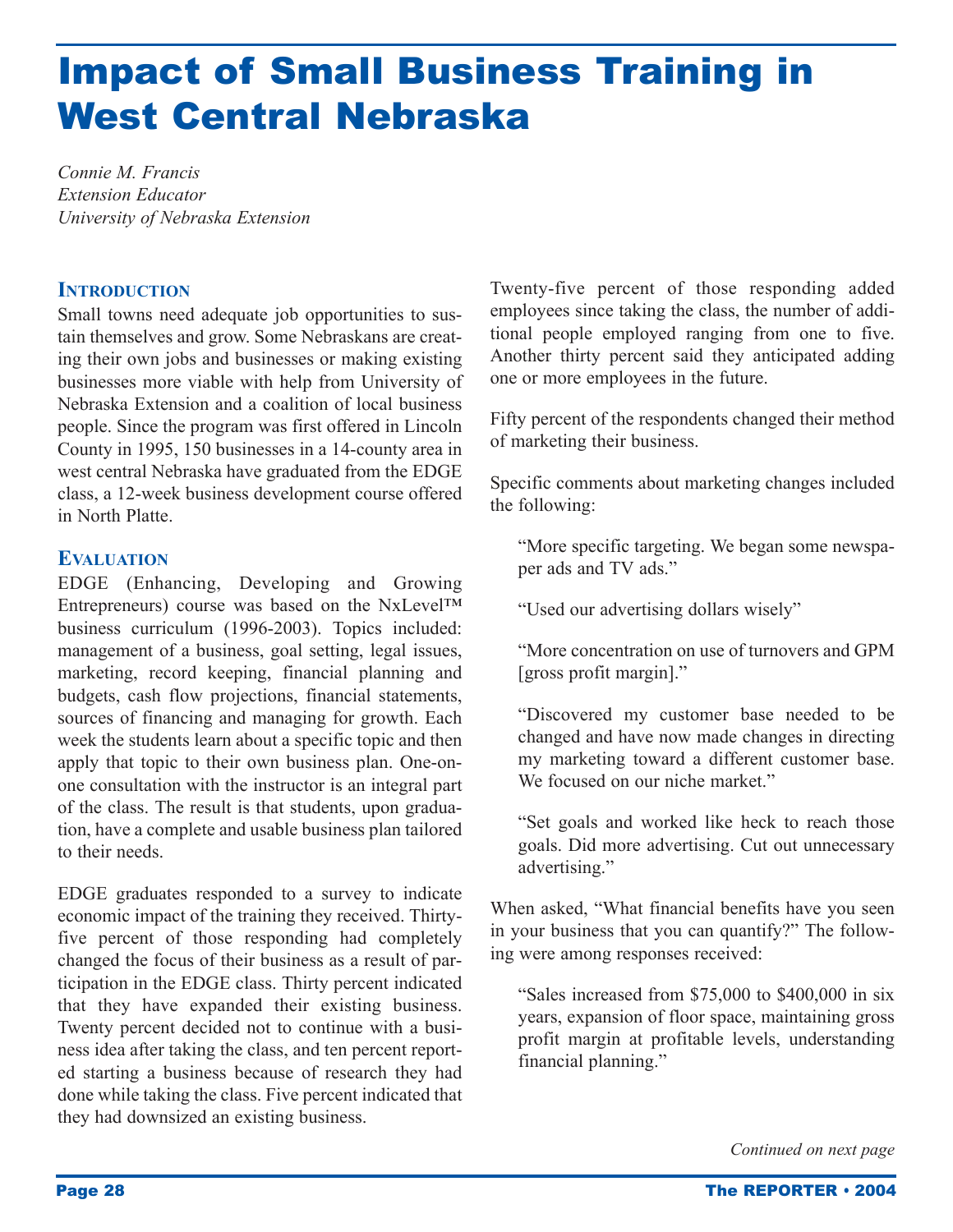# Impact of Small Business Training in West Central Nebraska

*Connie M. Francis*
*Extension Educator*
*University of Nebraska Extension*

## Introduction

Small towns need adequate job opportunities to sustain themselves and grow. Some Nebraskans are creating their own jobs and businesses or making existing businesses more viable with help from University of Nebraska Extension and a coalition of local business people. Since the program was first offered in Lincoln County in 1995, 150 businesses in a 14-county area in west central Nebraska have graduated from the EDGE class, a 12-week business development course offered in North Platte.

## Evaluation

EDGE (Enhancing, Developing and Growing Entrepreneurs) course was based on the NxLevel™ business curriculum (1996-2003). Topics included: management of a business, goal setting, legal issues, marketing, record keeping, financial planning and budgets, cash flow projections, financial statements, sources of financing and managing for growth. Each week the students learn about a specific topic and then apply that topic to their own business plan. One-on-one consultation with the instructor is an integral part of the class. The result is that students, upon graduation, have a complete and usable business plan tailored to their needs.

EDGE graduates responded to a survey to indicate economic impact of the training they received. Thirty-five percent of those responding had completely changed the focus of their business as a result of participation in the EDGE class. Thirty percent indicated that they have expanded their existing business. Twenty percent decided not to continue with a business idea after taking the class, and ten percent reported starting a business because of research they had done while taking the class. Five percent indicated that they had downsized an existing business.

Twenty-five percent of those responding added employees since taking the class, the number of additional people employed ranging from one to five. Another thirty percent said they anticipated adding one or more employees in the future.

Fifty percent of the respondents changed their method of marketing their business.

Specific comments about marketing changes included the following:

> "More specific targeting. We began some newspaper ads and TV ads."
>
> "Used our advertising dollars wisely"
>
> "More concentration on use of turnovers and GPM [gross profit margin]."
>
> "Discovered my customer base needed to be changed and have now made changes in directing my marketing toward a different customer base. We focused on our niche market."
>
> "Set goals and worked like heck to reach those goals. Did more advertising. Cut out unnecessary advertising."

When asked, "What financial benefits have you seen in your business that you can quantify?" The following were among responses received:

> "Sales increased from $75,000 to $400,000 in six years, expansion of floor space, maintaining gross profit margin at profitable levels, understanding financial planning."

*Continued on next page*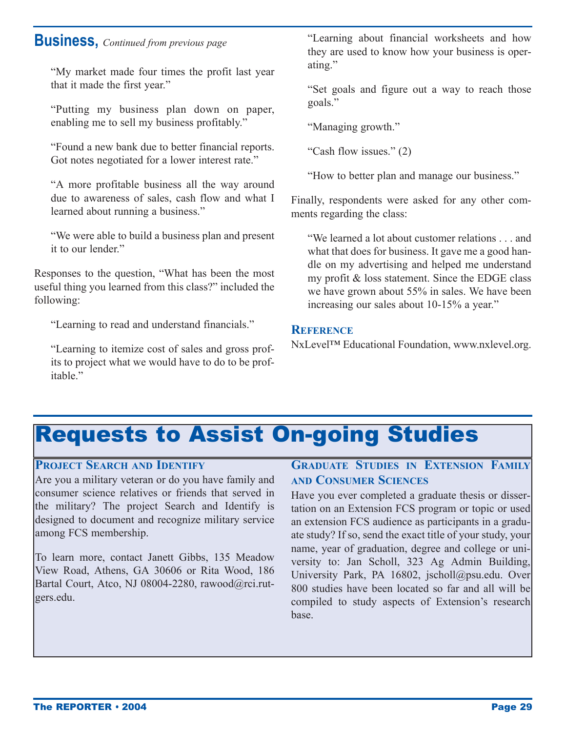## Business, *Continued from previous page*

> "My market made four times the profit last year that it made the first year."

> "Putting my business plan down on paper, enabling me to sell my business profitably."

> "Found a new bank due to better financial reports. Got notes negotiated for a lower interest rate."

> "A more profitable business all the way around due to awareness of sales, cash flow and what I learned about running a business."

> "We were able to build a business plan and present it to our lender."

Responses to the question, "What has been the most useful thing you learned from this class?" included the following:

> "Learning to read and understand financials."

> "Learning to itemize cost of sales and gross profits to project what we would have to do to be profitable."

> "Learning about financial worksheets and how they are used to know how your business is operating."

> "Set goals and figure out a way to reach those goals."

> "Managing growth."

> "Cash flow issues." (2)

> "How to better plan and manage our business."

Finally, respondents were asked for any other comments regarding the class:

> "We learned a lot about customer relations . . . and what that does for business. It gave me a good handle on my advertising and helped me understand my profit & loss statement. Since the EDGE class we have grown about 55% in sales. We have been increasing our sales about 10-15% a year."

### Reference

NxLevel™ Educational Foundation, www.nxlevel.org.

# Requests to Assist On-going Studies

### Project Search and Identify

Are you a military veteran or do you have family and consumer science relatives or friends that served in the military? The project Search and Identify is designed to document and recognize military service among FCS membership.

To learn more, contact Janett Gibbs, 135 Meadow View Road, Athens, GA 30606 or Rita Wood, 186 Bartal Court, Atco, NJ 08004-2280, rawood@rci.rutgers.edu.

### Graduate Studies in Extension Family and Consumer Sciences

Have you ever completed a graduate thesis or dissertation on an Extension FCS program or topic or used an extension FCS audience as participants in a graduate study? If so, send the exact title of your study, your name, year of graduation, degree and college or university to: Jan Scholl, 323 Ag Admin Building, University Park, PA 16802, jscholl@psu.edu. Over 800 studies have been located so far and all will be compiled to study aspects of Extension's research base.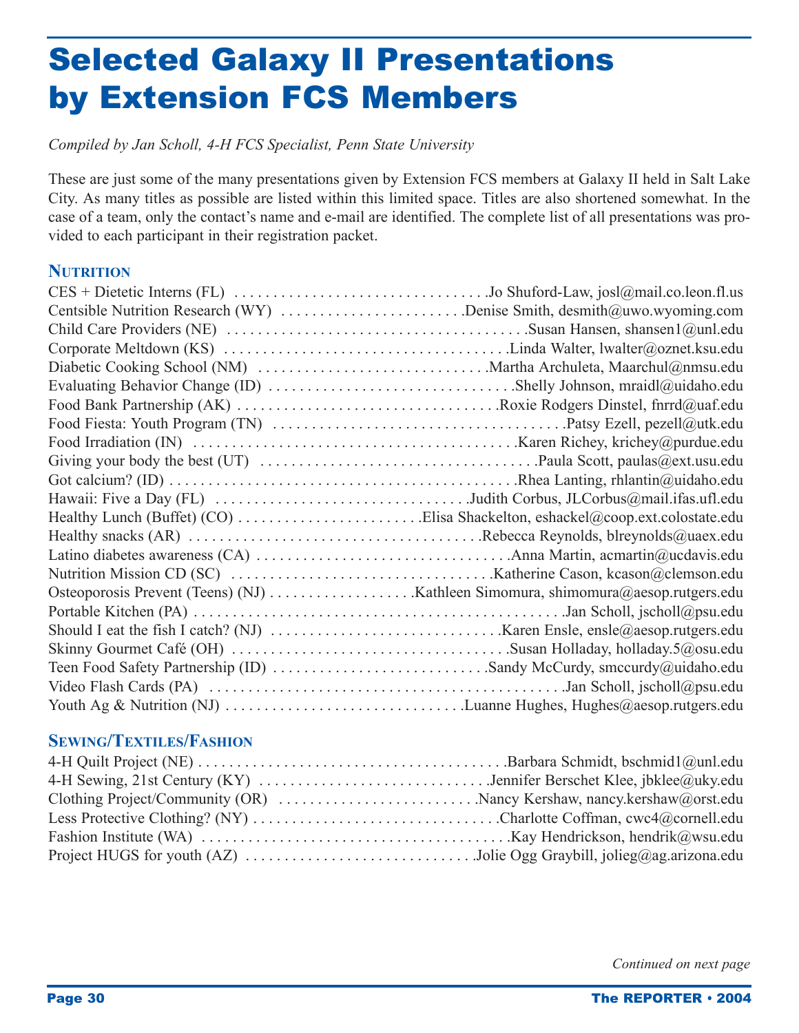# Selected Galaxy II Presentations by Extension FCS Members

*Compiled by Jan Scholl, 4-H FCS Specialist, Penn State University*

These are just some of the many presentations given by Extension FCS members at Galaxy II held in Salt Lake City. As many titles as possible are listed within this limited space. Titles are also shortened somewhat. In the case of a team, only the contact's name and e-mail are identified. The complete list of all presentations was provided to each participant in their registration packet.

### Nutrition

CES + Dietetic Interns (FL) . . . . . . . . . . . . . . . . . . . . . . . . . . . . . . . . . .Jo Shuford-Law, josl@mail.co.leon.fl.us
Centsible Nutrition Research (WY) . . . . . . . . . . . . . . . . . . . . . . . .Denise Smith, desmith@uwo.wyoming.com
Child Care Providers (NE) . . . . . . . . . . . . . . . . . . . . . . . . . . . . . . . . . . . . . . .Susan Hansen, shansen1@unl.edu
Corporate Meltdown (KS) . . . . . . . . . . . . . . . . . . . . . . . . . . . . . . . . . . . . .Linda Walter, lwalter@oznet.ksu.edu
Diabetic Cooking School (NM) . . . . . . . . . . . . . . . . . . . . . . . . . . . . . .Martha Archuleta, Maarchul@nmsu.edu
Evaluating Behavior Change (ID) . . . . . . . . . . . . . . . . . . . . . . . . . . . . . . . .Shelly Johnson, mraidl@uidaho.edu
Food Bank Partnership (AK) . . . . . . . . . . . . . . . . . . . . . . . . . . . . . . . . . .Roxie Rodgers Dinstel, fnrrd@uaf.edu
Food Fiesta: Youth Program (TN) . . . . . . . . . . . . . . . . . . . . . . . . . . . . . . . . . . . . . .Patsy Ezell, pezell@utk.edu
Food Irradiation (IN) . . . . . . . . . . . . . . . . . . . . . . . . . . . . . . . . . . . . . . . . . .Karen Richey, krichey@purdue.edu
Giving your body the best (UT) . . . . . . . . . . . . . . . . . . . . . . . . . . . . . . . . . . . .Paula Scott, paulas@ext.usu.edu
Got calcium? (ID) . . . . . . . . . . . . . . . . . . . . . . . . . . . . . . . . . . . . . . . . . . . . .Rhea Lanting, rhlantin@uidaho.edu
Hawaii: Five a Day (FL) . . . . . . . . . . . . . . . . . . . . . . . . . . . . . . . . .Judith Corbus, JLCorbus@mail.ifas.ufl.edu
Healthy Lunch (Buffet) (CO) . . . . . . . . . . . . . . . . . . . . . . . .Elisa Shackelton, eshackel@coop.ext.colostate.edu
Healthy snacks (AR) . . . . . . . . . . . . . . . . . . . . . . . . . . . . . . . . . . . . . .Rebecca Reynolds, blreynolds@uaex.edu
Latino diabetes awareness (CA) . . . . . . . . . . . . . . . . . . . . . . . . . . . . . . . . .Anna Martin, acmartin@ucdavis.edu
Nutrition Mission CD (SC) . . . . . . . . . . . . . . . . . . . . . . . . . . . . . . . . . .Katherine Cason, kcason@clemson.edu
Osteoporosis Prevent (Teens) (NJ) . . . . . . . . . . . . . . . . . . .Kathleen Simomura, shimomura@aesop.rutgers.edu
Portable Kitchen (PA) . . . . . . . . . . . . . . . . . . . . . . . . . . . . . . . . . . . . . . . . . . . . . . . . .Jan Scholl, jscholl@psu.edu
Should I eat the fish I catch? (NJ) . . . . . . . . . . . . . . . . . . . . . . . . . . . . . .Karen Ensle, ensle@aesop.rutgers.edu
Skinny Gourmet Café (OH) . . . . . . . . . . . . . . . . . . . . . . . . . . . . . . . . . . . .Susan Holladay, holladay.5@osu.edu
Teen Food Safety Partnership (ID) . . . . . . . . . . . . . . . . . . . . . . . . . . .Sandy McCurdy, smccurdy@uidaho.edu
Video Flash Cards (PA) . . . . . . . . . . . . . . . . . . . . . . . . . . . . . . . . . . . . . . . . . . . . . . .Jan Scholl, jscholl@psu.edu
Youth Ag & Nutrition (NJ) . . . . . . . . . . . . . . . . . . . . . . . . . . . . . . .Luanne Hughes, Hughes@aesop.rutgers.edu

### Sewing/Textiles/Fashion

4-H Quilt Project (NE) . . . . . . . . . . . . . . . . . . . . . . . . . . . . . . . . . . . . . . . .Barbara Schmidt, bschmid1@unl.edu
4-H Sewing, 21st Century (KY) . . . . . . . . . . . . . . . . . . . . . . . . . . . . . .Jennifer Berschet Klee, jbklee@uky.edu
Clothing Project/Community (OR) . . . . . . . . . . . . . . . . . . . . . . . . . .Nancy Kershaw, nancy.kershaw@orst.edu
Less Protective Clothing? (NY) . . . . . . . . . . . . . . . . . . . . . . . . . . . . . . . .Charlotte Coffman, cwc4@cornell.edu
Fashion Institute (WA) . . . . . . . . . . . . . . . . . . . . . . . . . . . . . . . . . . . . . . . .Kay Hendrickson, hendrik@wsu.edu
Project HUGS for youth (AZ) . . . . . . . . . . . . . . . . . . . . . . . . . . . . . .Jolie Ogg Graybill, jolieg@ag.arizona.edu

*Continued on next page*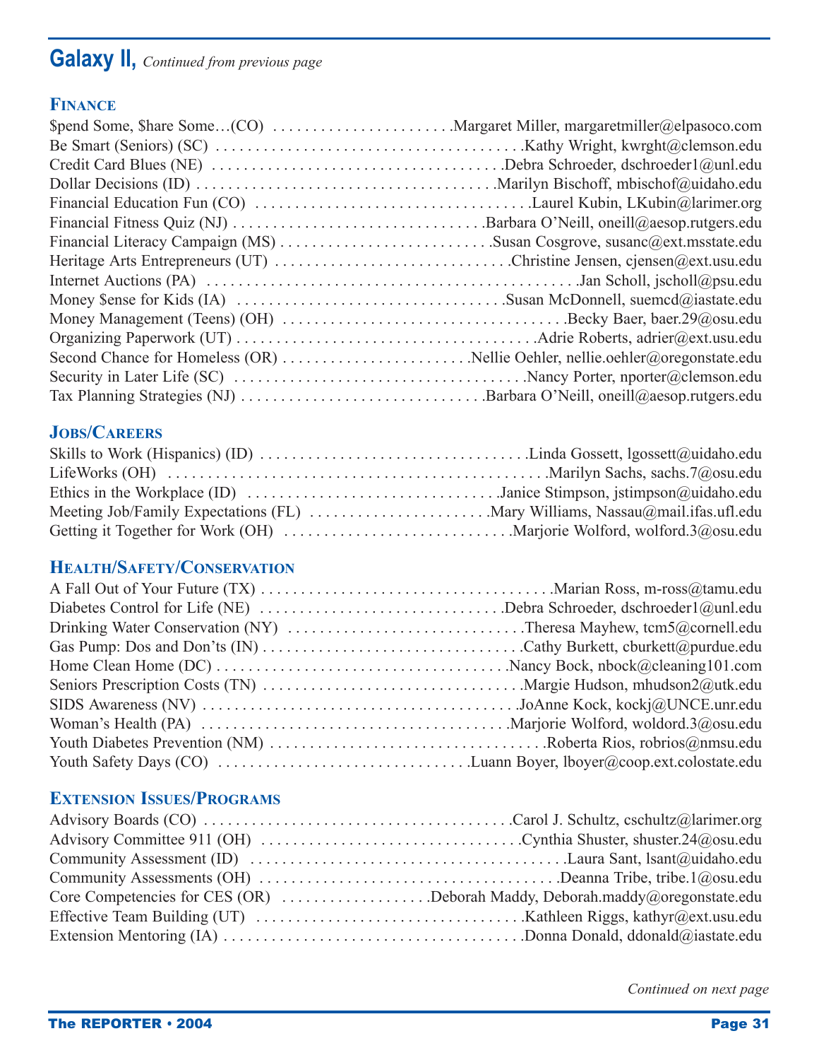## Galaxy II, *Continued from previous page*

### Finance

$pend Some, $hare Some…(CO) . . . . . . . . . . . . . . . . . . . . . . .Margaret Miller, margaretmiller@elpasoco.com
Be Smart (Seniors) (SC) . . . . . . . . . . . . . . . . . . . . . . . . . . . . . . . . . . . . . . .Kathy Wright, kwrght@clemson.edu
Credit Card Blues (NE) . . . . . . . . . . . . . . . . . . . . . . . . . . . . . . . . . . . . .Debra Schroeder, dschroeder1@unl.edu
Dollar Decisions (ID) . . . . . . . . . . . . . . . . . . . . . . . . . . . . . . . . . . . . . .Marilyn Bischoff, mbischof@uidaho.edu
Financial Education Fun (CO) . . . . . . . . . . . . . . . . . . . . . . . . . . . . . . . . . . .Laurel Kubin, LKubin@larimer.org
Financial Fitness Quiz (NJ) . . . . . . . . . . . . . . . . . . . . . . . . . . . . . . . .Barbara O'Neill, oneill@aesop.rutgers.edu
Financial Literacy Campaign (MS) . . . . . . . . . . . . . . . . . . . . . . . . . . .Susan Cosgrove, susanc@ext.msstate.edu
Heritage Arts Entrepreneurs (UT) . . . . . . . . . . . . . . . . . . . . . . . . . . . . .Christine Jensen, cjensen@ext.usu.edu
Internet Auctions (PA) . . . . . . . . . . . . . . . . . . . . . . . . . . . . . . . . . . . . . . . . . . . . . . . .Jan Scholl, jscholl@psu.edu
Money $ense for Kids (IA) . . . . . . . . . . . . . . . . . . . . . . . . . . . . . . . . . .Susan McDonnell, suemcd@iastate.edu
Money Management (Teens) (OH) . . . . . . . . . . . . . . . . . . . . . . . . . . . . . . . . . . . .Becky Baer, baer.29@osu.edu
Organizing Paperwork (UT) . . . . . . . . . . . . . . . . . . . . . . . . . . . . . . . . . . . . . . .Adrie Roberts, adrier@ext.usu.edu
Second Chance for Homeless (OR) . . . . . . . . . . . . . . . . . . . . . . . .Nellie Oehler, nellie.oehler@oregonstate.edu
Security in Later Life (SC) . . . . . . . . . . . . . . . . . . . . . . . . . . . . . . . . . . . . .Nancy Porter, nporter@clemson.edu
Tax Planning Strategies (NJ) . . . . . . . . . . . . . . . . . . . . . . . . . . . . . . .Barbara O'Neill, oneill@aesop.rutgers.edu

### Jobs/Careers

Skills to Work (Hispanics) (ID) . . . . . . . . . . . . . . . . . . . . . . . . . . . . . . . . . .Linda Gossett, lgossett@uidaho.edu
LifeWorks (OH) . . . . . . . . . . . . . . . . . . . . . . . . . . . . . . . . . . . . . . . . . . . . . . . .Marilyn Sachs, sachs.7@osu.edu
Ethics in the Workplace (ID) . . . . . . . . . . . . . . . . . . . . . . . . . . . . . . . .Janice Stimpson, jstimpson@uidaho.edu
Meeting Job/Family Expectations (FL) . . . . . . . . . . . . . . . . . . . . . . .Mary Williams, Nassau@mail.ifas.ufl.edu
Getting it Together for Work (OH) . . . . . . . . . . . . . . . . . . . . . . . . . . . . .Marjorie Wolford, wolford.3@osu.edu

### Health/Safety/Conservation

A Fall Out of Your Future (TX) . . . . . . . . . . . . . . . . . . . . . . . . . . . . . . . . . . . . . . . .Marian Ross, m-ross@tamu.edu
Diabetes Control for Life (NE) . . . . . . . . . . . . . . . . . . . . . . . . . . . . . . .Debra Schroeder, dschroeder1@unl.edu
Drinking Water Conservation (NY) . . . . . . . . . . . . . . . . . . . . . . . . . . . . . .Theresa Mayhew, tcm5@cornell.edu
Gas Pump: Dos and Don'ts (IN) . . . . . . . . . . . . . . . . . . . . . . . . . . . . . . . . .Cathy Burkett, cburkett@purdue.edu
Home Clean Home (DC) . . . . . . . . . . . . . . . . . . . . . . . . . . . . . . . . . . . . .Nancy Bock, nbock@cleaning101.com
Seniors Prescription Costs (TN) . . . . . . . . . . . . . . . . . . . . . . . . . . . . . . . . .Margie Hudson, mhudson2@utk.edu
SIDS Awareness (NV) . . . . . . . . . . . . . . . . . . . . . . . . . . . . . . . . . . . . . . . . .JoAnne Kock, kockj@UNCE.unr.edu
Woman's Health (PA) . . . . . . . . . . . . . . . . . . . . . . . . . . . . . . . . . . . . . .Marjorie Wolford, woldord.3@osu.edu
Youth Diabetes Prevention (NM) . . . . . . . . . . . . . . . . . . . . . . . . . . . . . . . . . . .Roberta Rios, robrios@nmsu.edu
Youth Safety Days (CO) . . . . . . . . . . . . . . . . . . . . . . . . . . . . . . . .Luann Boyer, lboyer@coop.ext.colostate.edu

### Extension Issues/Programs

Advisory Boards (CO) . . . . . . . . . . . . . . . . . . . . . . . . . . . . . . . . . . . . . . .Carol J. Schultz, cschultz@larimer.org
Advisory Committee 911 (OH) . . . . . . . . . . . . . . . . . . . . . . . . . . . . . . . . . .Cynthia Shuster, shuster.24@osu.edu
Community Assessment (ID) . . . . . . . . . . . . . . . . . . . . . . . . . . . . . . . . . . . . . . . . .Laura Sant, lsant@uidaho.edu
Community Assessments (OH) . . . . . . . . . . . . . . . . . . . . . . . . . . . . . . . . . . . . . .Deanna Tribe, tribe.1@osu.edu
Core Competencies for CES (OR) . . . . . . . . . . . . . . . . . . .Deborah Maddy, Deborah.maddy@oregonstate.edu
Effective Team Building (UT) . . . . . . . . . . . . . . . . . . . . . . . . . . . . . . . . . . .Kathleen Riggs, kathyr@ext.usu.edu
Extension Mentoring (IA) . . . . . . . . . . . . . . . . . . . . . . . . . . . . . . . . . . . . . . .Donna Donald, ddonald@iastate.edu

*Continued on next page*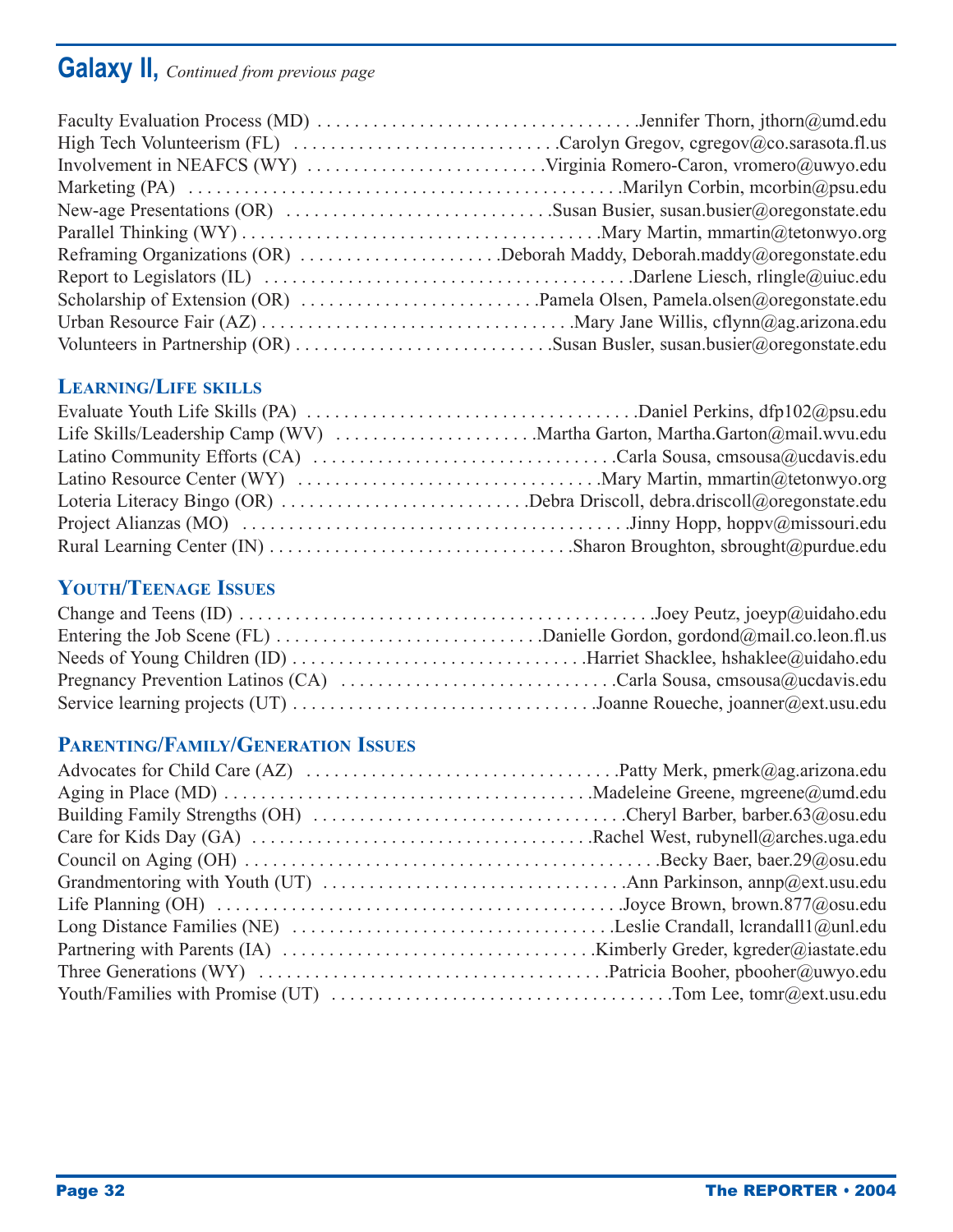## Galaxy II, *Continued from previous page*

Faculty Evaluation Process (MD) . . . . . . . . . . . . . . . . . . . . . . . . . . . . . . . . . . .Jennifer Thorn, jthorn@umd.edu
High Tech Volunteerism (FL) . . . . . . . . . . . . . . . . . . . . . . . . . . . . .Carolyn Gregov, cgregov@co.sarasota.fl.us
Involvement in NEAFCS (WY) . . . . . . . . . . . . . . . . . . . . . . . . . .Virginia Romero-Caron, vromero@uwyo.edu
Marketing (PA) . . . . . . . . . . . . . . . . . . . . . . . . . . . . . . . . . . . . . . . . . . . . . . .Marilyn Corbin, mcorbin@psu.edu
New-age Presentations (OR) . . . . . . . . . . . . . . . . . . . . . . . . . . . . .Susan Busier, susan.busier@oregonstate.edu
Parallel Thinking (WY) . . . . . . . . . . . . . . . . . . . . . . . . . . . . . . . . . . . . . .Mary Martin, mmartin@tetonwyo.org
Reframing Organizations (OR) . . . . . . . . . . . . . . . . . . . . . .Deborah Maddy, Deborah.maddy@oregonstate.edu
Report to Legislators (IL) . . . . . . . . . . . . . . . . . . . . . . . . . . . . . . . . . . . . . . . .Darlene Liesch, rlingle@uiuc.edu
Scholarship of Extension (OR) . . . . . . . . . . . . . . . . . . . . . . . . . .Pamela Olsen, Pamela.olsen@oregonstate.edu
Urban Resource Fair (AZ) . . . . . . . . . . . . . . . . . . . . . . . . . . . . . . . . . . .Mary Jane Willis, cflynn@ag.arizona.edu
Volunteers in Partnership (OR) . . . . . . . . . . . . . . . . . . . . . . . . . . . .Susan Busler, susan.busier@oregonstate.edu

### Learning/Life skills

Evaluate Youth Life Skills (PA) . . . . . . . . . . . . . . . . . . . . . . . . . . . . . . . . . . . .Daniel Perkins, dfp102@psu.edu
Life Skills/Leadership Camp (WV) . . . . . . . . . . . . . . . . . . . . . .Martha Garton, Martha.Garton@mail.wvu.edu
Latino Community Efforts (CA) . . . . . . . . . . . . . . . . . . . . . . . . . . . . . . . . .Carla Sousa, cmsousa@ucdavis.edu
Latino Resource Center (WY) . . . . . . . . . . . . . . . . . . . . . . . . . . . . . . . . .Mary Martin, mmartin@tetonwyo.org
Loteria Literacy Bingo (OR) . . . . . . . . . . . . . . . . . . . . . . . . . . .Debra Driscoll, debra.driscoll@oregonstate.edu
Project Alianzas (MO) . . . . . . . . . . . . . . . . . . . . . . . . . . . . . . . . . . . . . . . . . .Jinny Hopp, hoppv@missouri.edu
Rural Learning Center (IN) . . . . . . . . . . . . . . . . . . . . . . . . . . . . . . . . .Sharon Broughton, sbrought@purdue.edu

### Youth/Teenage Issues

Change and Teens (ID) . . . . . . . . . . . . . . . . . . . . . . . . . . . . . . . . . . . . . . . . . . . . .Joey Peutz, joeyp@uidaho.edu
Entering the Job Scene (FL) . . . . . . . . . . . . . . . . . . . . . . . . . . . .Danielle Gordon, gordond@mail.co.leon.fl.us
Needs of Young Children (ID) . . . . . . . . . . . . . . . . . . . . . . . . . . . . . . . .Harriet Shacklee, hshaklee@uidaho.edu
Pregnancy Prevention Latinos (CA) . . . . . . . . . . . . . . . . . . . . . . . . . . . . . .Carla Sousa, cmsousa@ucdavis.edu
Service learning projects (UT) . . . . . . . . . . . . . . . . . . . . . . . . . . . . . . . . .Joanne Roueche, joanner@ext.usu.edu

### Parenting/Family/Generation Issues

Advocates for Child Care (AZ) . . . . . . . . . . . . . . . . . . . . . . . . . . . . . . . . . .Patty Merk, pmerk@ag.arizona.edu
Aging in Place (MD) . . . . . . . . . . . . . . . . . . . . . . . . . . . . . . . . . . . . . . . .Madeleine Greene, mgreene@umd.edu
Building Family Strengths (OH) . . . . . . . . . . . . . . . . . . . . . . . . . . . . . . . . . . .Cheryl Barber, barber.63@osu.edu
Care for Kids Day (GA) . . . . . . . . . . . . . . . . . . . . . . . . . . . . . . . . . . . . .Rachel West, rubynell@arches.uga.edu
Council on Aging (OH) . . . . . . . . . . . . . . . . . . . . . . . . . . . . . . . . . . . . . . . . . . . . . .Becky Baer, baer.29@osu.edu
Grandmentoring with Youth (UT) . . . . . . . . . . . . . . . . . . . . . . . . . . . . . . . . .Ann Parkinson, annp@ext.usu.edu
Life Planning (OH) . . . . . . . . . . . . . . . . . . . . . . . . . . . . . . . . . . . . . . . . . . . .Joyce Brown, brown.877@osu.edu
Long Distance Families (NE) . . . . . . . . . . . . . . . . . . . . . . . . . . . . . . . . . . .Leslie Crandall, lcrandall1@unl.edu
Partnering with Parents (IA) . . . . . . . . . . . . . . . . . . . . . . . . . . . . . . . . . .Kimberly Greder, kgreder@iastate.edu
Three Generations (WY) . . . . . . . . . . . . . . . . . . . . . . . . . . . . . . . . . . . . . .Patricia Booher, pbooher@uwyo.edu
Youth/Families with Promise (UT) . . . . . . . . . . . . . . . . . . . . . . . . . . . . . . . . . . . . .Tom Lee, tomr@ext.usu.edu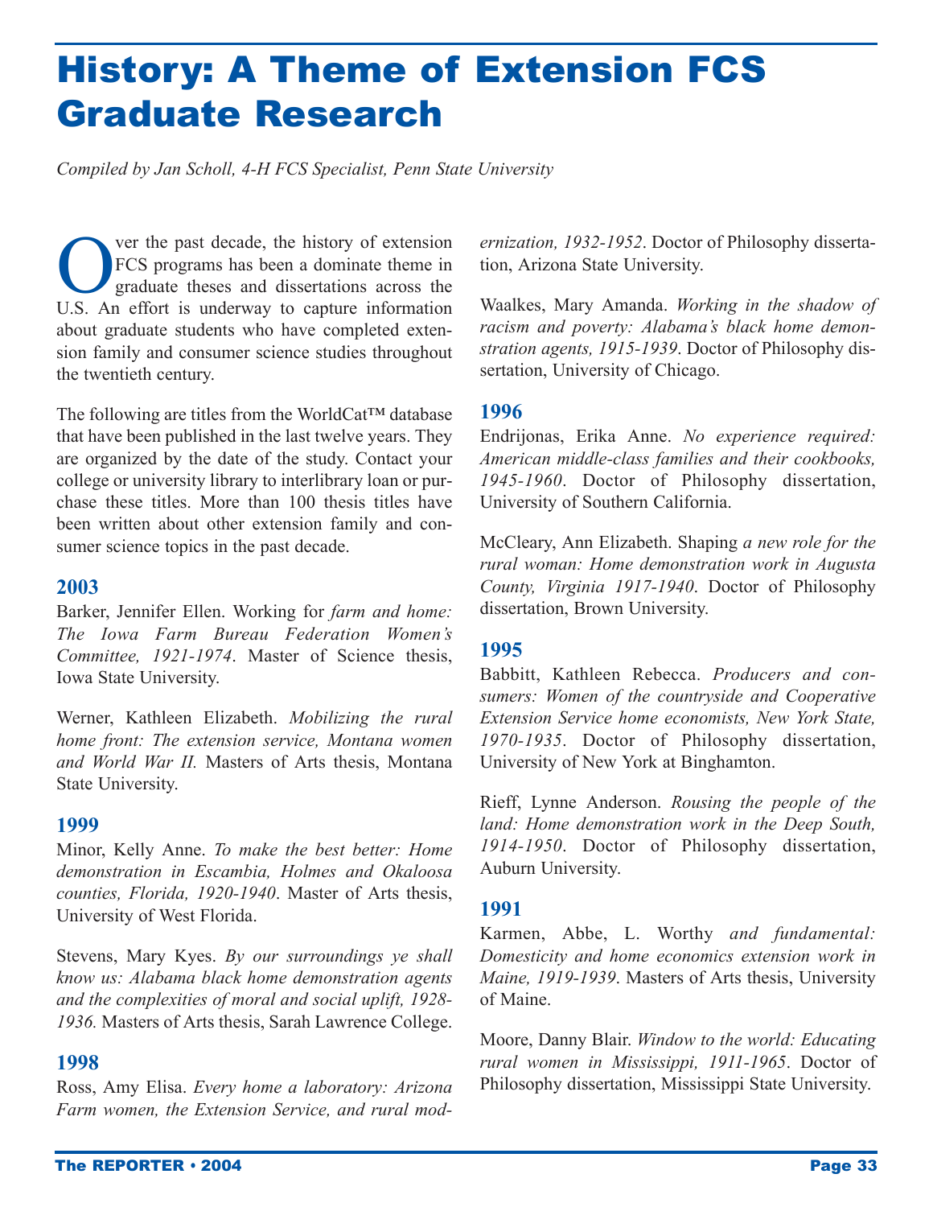// Some italics in source start mid-title (e.g., "Working for *farm and home...*"); reproduced as shown.
# History: A Theme of Extension FCS Graduate Research

*Compiled by Jan Scholl, 4-H FCS Specialist, Penn State University*

Over the past decade, the history of extension FCS programs has been a dominate theme in graduate theses and dissertations across the U.S. An effort is underway to capture information about graduate students who have completed extension family and consumer science studies throughout the twentieth century.

The following are titles from the WorldCat™ database that have been published in the last twelve years. They are organized by the date of the study. Contact your college or university library to interlibrary loan or purchase these titles. More than 100 thesis titles have been written about other extension family and consumer science topics in the past decade.

### 2003

Barker, Jennifer Ellen. Working for *farm and home: The Iowa Farm Bureau Federation Women's Committee, 1921-1974*. Master of Science thesis, Iowa State University.

Werner, Kathleen Elizabeth. *Mobilizing the rural home front: The extension service, Montana women and World War II.* Masters of Arts thesis, Montana State University.

### 1999

Minor, Kelly Anne. *To make the best better: Home demonstration in Escambia, Holmes and Okaloosa counties, Florida, 1920-1940*. Master of Arts thesis, University of West Florida.

Stevens, Mary Kyes. *By our surroundings ye shall know us: Alabama black home demonstration agents and the complexities of moral and social uplift, 1928-1936.* Masters of Arts thesis, Sarah Lawrence College.

### 1998

Ross, Amy Elisa. *Every home a laboratory: Arizona Farm women, the Extension Service, and rural modernization, 1932-1952*. Doctor of Philosophy dissertation, Arizona State University.

Waalkes, Mary Amanda. *Working in the shadow of racism and poverty: Alabama's black home demonstration agents, 1915-1939*. Doctor of Philosophy dissertation, University of Chicago.

### 1996

Endrijonas, Erika Anne. *No experience required: American middle-class families and their cookbooks, 1945-1960*. Doctor of Philosophy dissertation, University of Southern California.

McCleary, Ann Elizabeth. Shaping *a new role for the rural woman: Home demonstration work in Augusta County, Virginia 1917-1940*. Doctor of Philosophy dissertation, Brown University.

### 1995

Babbitt, Kathleen Rebecca. *Producers and consumers: Women of the countryside and Cooperative Extension Service home economists, New York State, 1970-1935*. Doctor of Philosophy dissertation, University of New York at Binghamton.

Rieff, Lynne Anderson. *Rousing the people of the land: Home demonstration work in the Deep South, 1914-1950*. Doctor of Philosophy dissertation, Auburn University.

### 1991

Karmen, Abbe, L. Worthy *and fundamental: Domesticity and home economics extension work in Maine, 1919-1939*. Masters of Arts thesis, University of Maine.

Moore, Danny Blair. *Window to the world: Educating rural women in Mississippi, 1911-1965*. Doctor of Philosophy dissertation, Mississippi State University.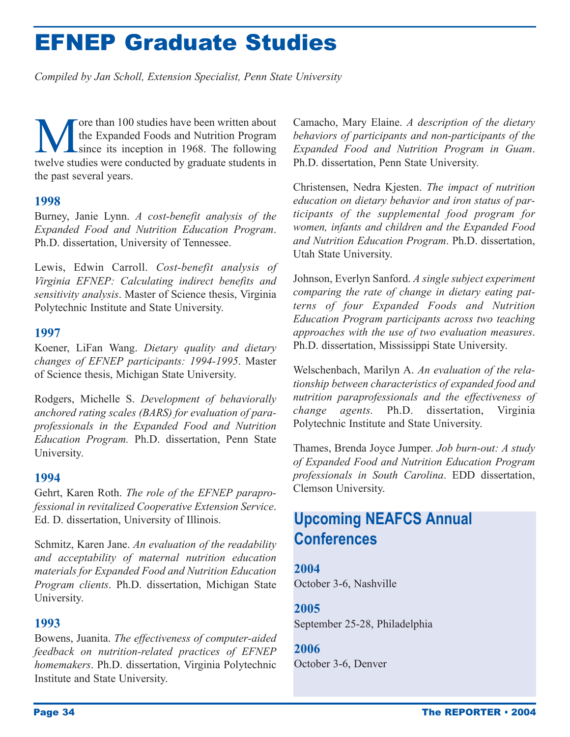# EFNEP Graduate Studies

*Compiled by Jan Scholl, Extension Specialist, Penn State University*

More than 100 studies have been written about the Expanded Foods and Nutrition Program since its inception in 1968. The following twelve studies were conducted by graduate students in the past several years.

### 1998

Burney, Janie Lynn. *A cost-benefit analysis of the Expanded Food and Nutrition Education Program*. Ph.D. dissertation, University of Tennessee.

Lewis, Edwin Carroll. *Cost-benefit analysis of Virginia EFNEP: Calculating indirect benefits and sensitivity analysis*. Master of Science thesis, Virginia Polytechnic Institute and State University.

### 1997

Koener, LiFan Wang. *Dietary quality and dietary changes of EFNEP participants: 1994-1995*. Master of Science thesis, Michigan State University.

Rodgers, Michelle S. *Development of behaviorally anchored rating scales (BARS) for evaluation of paraprofessionals in the Expanded Food and Nutrition Education Program.* Ph.D. dissertation, Penn State University.

### 1994

Gehrt, Karen Roth. *The role of the EFNEP paraprofessional in revitalized Cooperative Extension Service*. Ed. D. dissertation, University of Illinois.

Schmitz, Karen Jane. *An evaluation of the readability and acceptability of maternal nutrition education materials for Expanded Food and Nutrition Education Program clients*. Ph.D. dissertation, Michigan State University.

### 1993

Bowens, Juanita. *The effectiveness of computer-aided feedback on nutrition-related practices of EFNEP homemakers*. Ph.D. dissertation, Virginia Polytechnic Institute and State University.

Camacho, Mary Elaine. *A description of the dietary behaviors of participants and non-participants of the Expanded Food and Nutrition Program in Guam*. Ph.D. dissertation, Penn State University.

Christensen, Nedra Kjesten. *The impact of nutrition education on dietary behavior and iron status of participants of the supplemental food program for women, infants and children and the Expanded Food and Nutrition Education Program*. Ph.D. dissertation, Utah State University.

Johnson, Everlyn Sanford. *A single subject experiment comparing the rate of change in dietary eating patterns of four Expanded Foods and Nutrition Education Program participants across two teaching approaches with the use of two evaluation measures*. Ph.D. dissertation, Mississippi State University.

Welschenbach, Marilyn A. *An evaluation of the relationship between characteristics of expanded food and nutrition paraprofessionals and the effectiveness of change agents.* Ph.D. dissertation, Virginia Polytechnic Institute and State University.

Thames, Brenda Joyce Jumper. *Job burn-out: A study of Expanded Food and Nutrition Education Program professionals in South Carolina*. EDD dissertation, Clemson University.

## Upcoming NEAFCS Annual Conferences

### 2004
October 3-6, Nashville

### 2005
September 25-28, Philadelphia

### 2006
October 3-6, Denver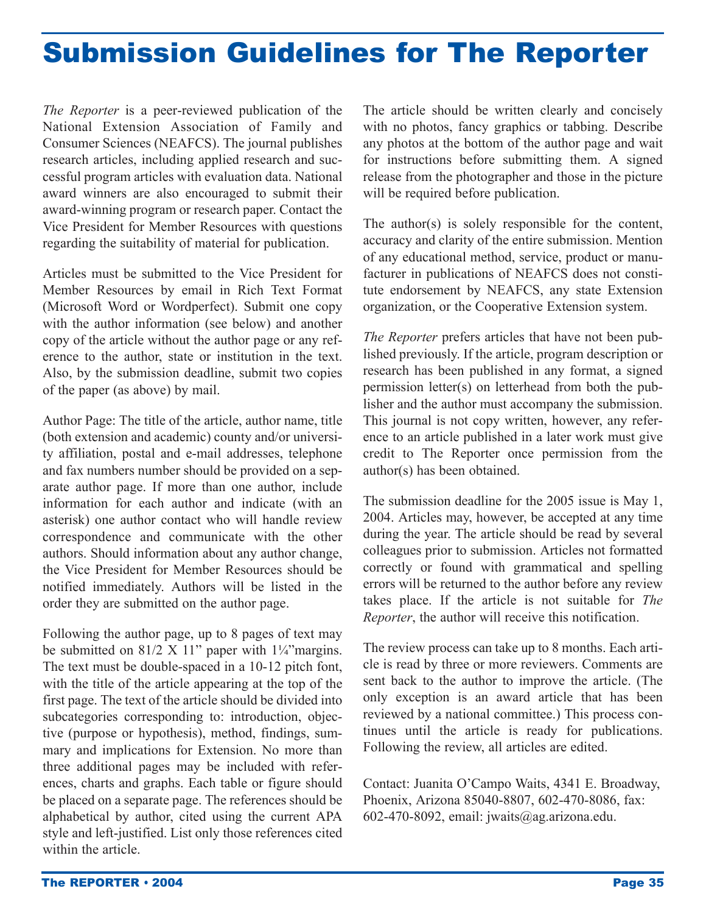# Submission Guidelines for The Reporter

*The Reporter* is a peer-reviewed publication of the National Extension Association of Family and Consumer Sciences (NEAFCS). The journal publishes research articles, including applied research and successful program articles with evaluation data. National award winners are also encouraged to submit their award-winning program or research paper. Contact the Vice President for Member Resources with questions regarding the suitability of material for publication.

Articles must be submitted to the Vice President for Member Resources by email in Rich Text Format (Microsoft Word or Wordperfect). Submit one copy with the author information (see below) and another copy of the article without the author page or any reference to the author, state or institution in the text. Also, by the submission deadline, submit two copies of the paper (as above) by mail.

Author Page: The title of the article, author name, title (both extension and academic) county and/or university affiliation, postal and e-mail addresses, telephone and fax numbers number should be provided on a separate author page. If more than one author, include information for each author and indicate (with an asterisk) one author contact who will handle review correspondence and communicate with the other authors. Should information about any author change, the Vice President for Member Resources should be notified immediately. Authors will be listed in the order they are submitted on the author page.

Following the author page, up to 8 pages of text may be submitted on 81/2 X 11" paper with 1¼"margins. The text must be double-spaced in a 10-12 pitch font, with the title of the article appearing at the top of the first page. The text of the article should be divided into subcategories corresponding to: introduction, objective (purpose or hypothesis), method, findings, summary and implications for Extension. No more than three additional pages may be included with references, charts and graphs. Each table or figure should be placed on a separate page. The references should be alphabetical by author, cited using the current APA style and left-justified. List only those references cited within the article.

The article should be written clearly and concisely with no photos, fancy graphics or tabbing. Describe any photos at the bottom of the author page and wait for instructions before submitting them. A signed release from the photographer and those in the picture will be required before publication.

The author(s) is solely responsible for the content, accuracy and clarity of the entire submission. Mention of any educational method, service, product or manufacturer in publications of NEAFCS does not constitute endorsement by NEAFCS, any state Extension organization, or the Cooperative Extension system.

*The Reporter* prefers articles that have not been published previously. If the article, program description or research has been published in any format, a signed permission letter(s) on letterhead from both the publisher and the author must accompany the submission. This journal is not copy written, however, any reference to an article published in a later work must give credit to The Reporter once permission from the author(s) has been obtained.

The submission deadline for the 2005 issue is May 1, 2004. Articles may, however, be accepted at any time during the year. The article should be read by several colleagues prior to submission. Articles not formatted correctly or found with grammatical and spelling errors will be returned to the author before any review takes place. If the article is not suitable for *The Reporter*, the author will receive this notification.

The review process can take up to 8 months. Each article is read by three or more reviewers. Comments are sent back to the author to improve the article. (The only exception is an award article that has been reviewed by a national committee.) This process continues until the article is ready for publications. Following the review, all articles are edited.

Contact: Juanita O'Campo Waits, 4341 E. Broadway, Phoenix, Arizona 85040-8807, 602-470-8086, fax: 602-470-8092, email: jwaits@ag.arizona.edu.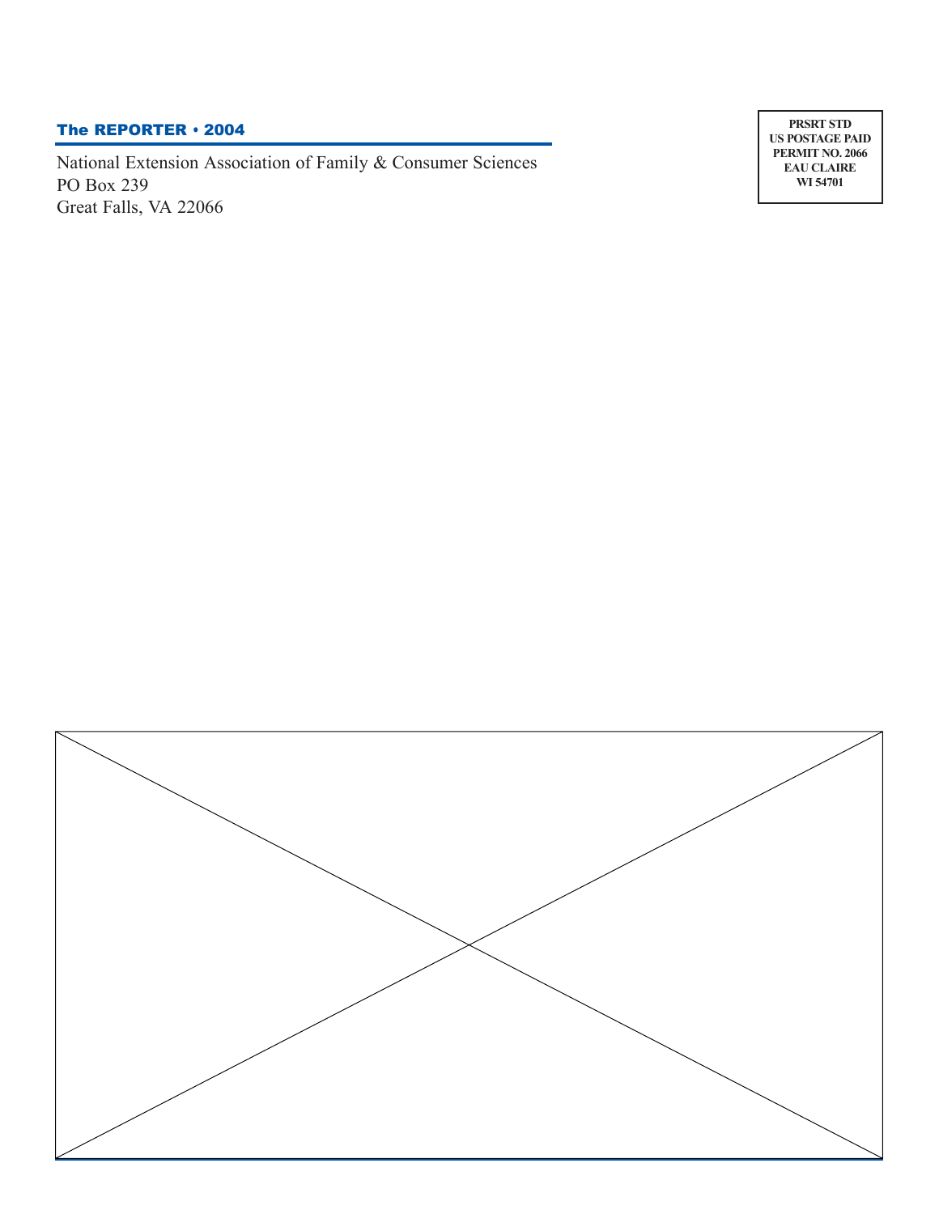**The REPORTER • 2004**

National Extension Association of Family & Consumer Sciences
PO Box 239
Great Falls, VA 22066

PRSRT STD
US POSTAGE PAID
PERMIT NO. 2066
EAU CLAIRE
WI 54701